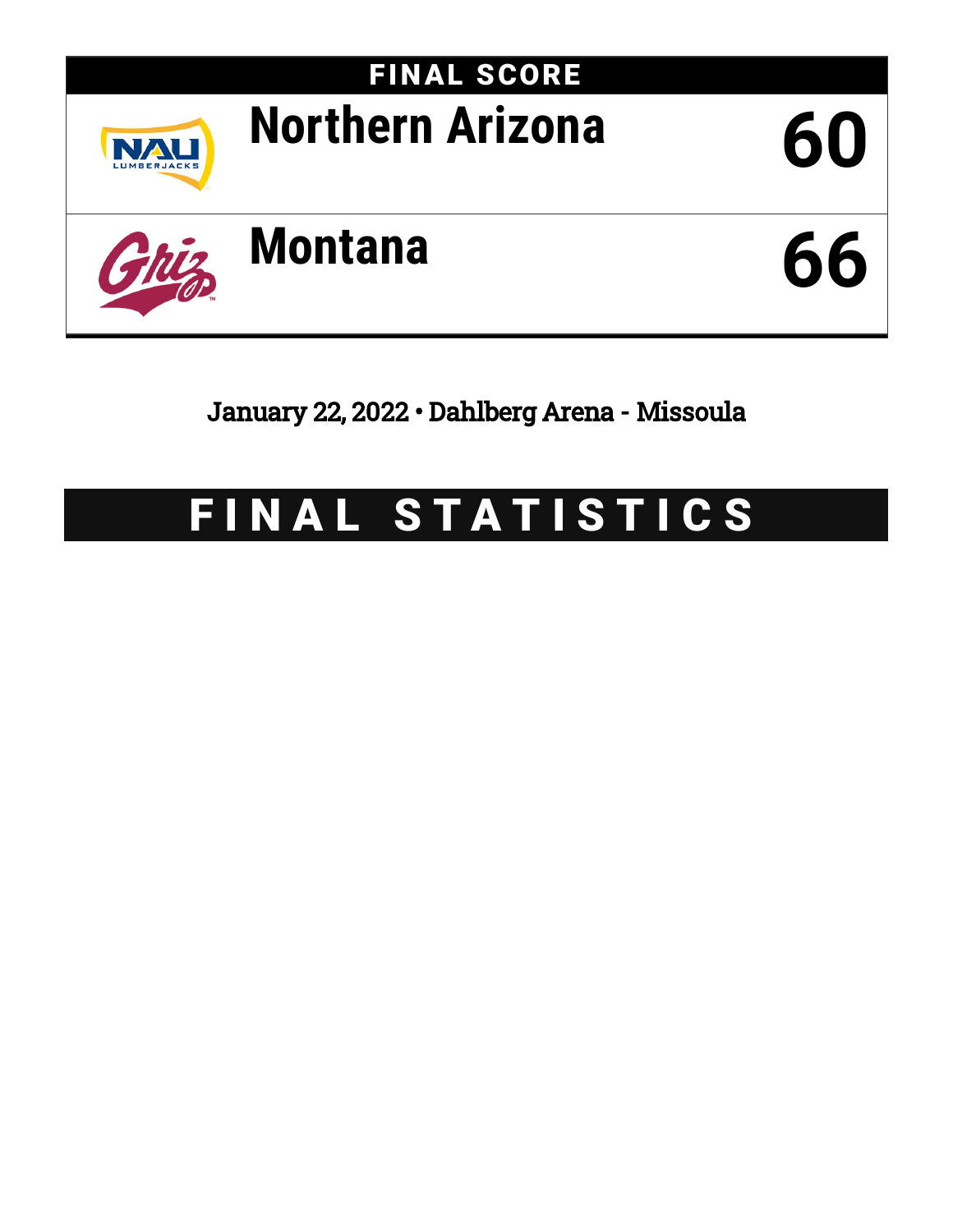## FINAL SCORE

| | |
|---|---|
| Northern Arizona | 60 |
| Montana | 66 |

January 22, 2022 • Dahlberg Arena - Missoula

# FINAL STATISTICS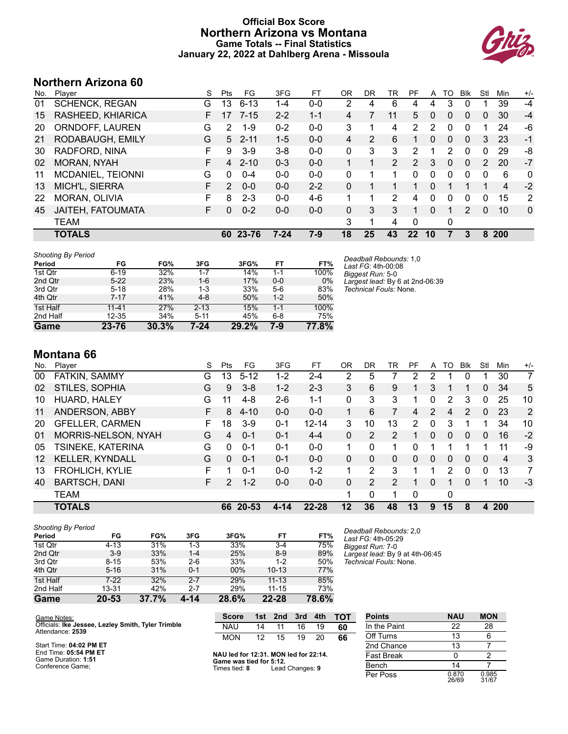# Official Box Score
# Northern Arizona vs Montana
## Game Totals -- Final Statistics
## January 22, 2022 at Dahlberg Arena - Missoula

## Northern Arizona 60

| No. | Player | S | Pts | FG | 3FG | FT | OR | DR | TR | PF | A | TO | Blk | Stl | Min | +/- |
|---|---|---|---|---|---|---|---|---|---|---|---|---|---|---|---|---|
| 01 | SCHENCK, REGAN | G | 13 | 6-13 | 1-4 | 0-0 | 2 | 4 | 6 | 4 | 4 | 3 | 0 | 1 | 39 | -4 |
| 15 | RASHEED, KHIARICA | F | 17 | 7-15 | 2-2 | 1-1 | 4 | 7 | 11 | 5 | 0 | 0 | 0 | 0 | 30 | -4 |
| 20 | ORNDOFF, LAUREN | G | 2 | 1-9 | 0-2 | 0-0 | 3 | 1 | 4 | 2 | 2 | 0 | 0 | 1 | 24 | -6 |
| 21 | RODABAUGH, EMILY | G | 5 | 2-11 | 1-5 | 0-0 | 4 | 2 | 6 | 1 | 0 | 0 | 0 | 3 | 23 | -1 |
| 30 | RADFORD, NINA | F | 9 | 3-9 | 3-8 | 0-0 | 0 | 3 | 3 | 2 | 1 | 2 | 0 | 0 | 29 | -8 |
| 02 | MORAN, NYAH | F | 4 | 2-10 | 0-3 | 0-0 | 1 | 1 | 2 | 2 | 3 | 0 | 0 | 2 | 20 | -7 |
| 11 | MCDANIEL, TEIONNI | G | 0 | 0-4 | 0-0 | 0-0 | 0 | 1 | 1 | 0 | 0 | 0 | 0 | 0 | 6 | 0 |
| 13 | MICH'L, SIERRA | F | 2 | 0-0 | 0-0 | 2-2 | 0 | 1 | 1 | 1 | 0 | 1 | 1 | 1 | 4 | -2 |
| 22 | MORAN, OLIVIA | F | 8 | 2-3 | 0-0 | 4-6 | 1 | 1 | 2 | 4 | 0 | 0 | 0 | 0 | 15 | 2 |
| 45 | JAITEH, FATOUMATA | F | 0 | 0-2 | 0-0 | 0-0 | 0 | 3 | 3 | 1 | 0 | 1 | 2 | 0 | 10 | 0 |
| | TEAM | | | | | | 3 | 1 | 4 | 0 | | 0 | | | | |
| | **TOTALS** | | **60** | **23-76** | **7-24** | **7-9** | **18** | **25** | **43** | **22** | **10** | **7** | **3** | **8** | **200** | |

*Shooting By Period*

| Period | FG | FG% | 3FG | 3FG% | FT | FT% |
|---|---|---|---|---|---|---|
| 1st Qtr | 6-19 | 32% | 1-7 | 14% | 1-1 | 100% |
| 2nd Qtr | 5-22 | 23% | 1-6 | 17% | 0-0 | 0% |
| 3rd Qtr | 5-18 | 28% | 1-3 | 33% | 5-6 | 83% |
| 4th Qtr | 7-17 | 41% | 4-8 | 50% | 1-2 | 50% |
| 1st Half | 11-41 | 27% | 2-13 | 15% | 1-1 | 100% |
| 2nd Half | 12-35 | 34% | 5-11 | 45% | 6-8 | 75% |
| **Game** | **23-76** | **30.3%** | **7-24** | **29.2%** | **7-9** | **77.8%** |

*Deadball Rebounds:* 1,0
*Last FG:* 4th-00:08
*Biggest Run:* 5-0
*Largest lead:* By 6 at 2nd-06:39
*Technical Fouls:* None.

## Montana 66

| No. | Player | S | Pts | FG | 3FG | FT | OR | DR | TR | PF | A | TO | Blk | Stl | Min | +/- |
|---|---|---|---|---|---|---|---|---|---|---|---|---|---|---|---|---|
| 00 | FATKIN, SAMMY | G | 13 | 5-12 | 1-2 | 2-4 | 2 | 5 | 7 | 2 | 2 | 1 | 0 | 1 | 30 | 7 |
| 02 | STILES, SOPHIA | G | 9 | 3-8 | 1-2 | 2-3 | 3 | 6 | 9 | 1 | 3 | 1 | 1 | 0 | 34 | 5 |
| 10 | HUARD, HALEY | G | 11 | 4-8 | 2-6 | 1-1 | 0 | 3 | 3 | 1 | 0 | 2 | 3 | 0 | 25 | 10 |
| 11 | ANDERSON, ABBY | F | 8 | 4-10 | 0-0 | 0-0 | 1 | 6 | 7 | 4 | 2 | 4 | 2 | 0 | 23 | 2 |
| 20 | GFELLER, CARMEN | F | 18 | 3-9 | 0-1 | 12-14 | 3 | 10 | 13 | 2 | 0 | 3 | 1 | 1 | 34 | 10 |
| 01 | MORRIS-NELSON, NYAH | G | 4 | 0-1 | 0-1 | 4-4 | 0 | 2 | 2 | 1 | 0 | 0 | 0 | 0 | 16 | -2 |
| 05 | TSINEKE, KATERINA | G | 0 | 0-1 | 0-1 | 0-0 | 1 | 0 | 1 | 0 | 1 | 1 | 1 | 1 | 11 | -9 |
| 12 | KELLER, KYNDALL | G | 0 | 0-1 | 0-1 | 0-0 | 0 | 0 | 0 | 0 | 0 | 0 | 0 | 0 | 4 | 3 |
| 13 | FROHLICH, KYLIE | F | 1 | 0-1 | 0-0 | 1-2 | 1 | 2 | 3 | 1 | 1 | 2 | 0 | 0 | 13 | 7 |
| 40 | BARTSCH, DANI | F | 2 | 1-2 | 0-0 | 0-0 | 0 | 2 | 2 | 1 | 0 | 1 | 0 | 1 | 10 | -3 |
| | TEAM | | | | | | 1 | 0 | 1 | 0 | | 0 | | | | |
| | **TOTALS** | | **66** | **20-53** | **4-14** | **22-28** | **12** | **36** | **48** | **13** | **9** | **15** | **8** | **4** | **200** | |

*Shooting By Period*

| Period | FG | FG% | 3FG | 3FG% | FT | FT% |
|---|---|---|---|---|---|---|
| 1st Qtr | 4-13 | 31% | 1-3 | 33% | 3-4 | 75% |
| 2nd Qtr | 3-9 | 33% | 1-4 | 25% | 8-9 | 89% |
| 3rd Qtr | 8-15 | 53% | 2-6 | 33% | 1-2 | 50% |
| 4th Qtr | 5-16 | 31% | 0-1 | 00% | 10-13 | 77% |
| 1st Half | 7-22 | 32% | 2-7 | 29% | 11-13 | 85% |
| 2nd Half | 13-31 | 42% | 2-7 | 29% | 11-15 | 73% |
| **Game** | **20-53** | **37.7%** | **4-14** | **28.6%** | **22-28** | **78.6%** |

*Deadball Rebounds:* 2,0
*Last FG:* 4th-05:29
*Biggest Run:* 7-0
*Largest lead:* By 9 at 4th-06:45
*Technical Fouls:* None.

Game Notes:
Officials: **Ike Jessee, Lezley Smith, Tyler Trimble**
Attendance: **2539**

Start Time: **04:02 PM ET**
End Time: **05:54 PM ET**
Game Duration: **1:51**
Conference Game;

| Score | 1st | 2nd | 3rd | 4th | TOT |
|---|---|---|---|---|---|
| NAU | 14 | 11 | 16 | 19 | **60** |
| MON | 12 | 15 | 19 | 20 | **66** |

**NAU led for 12:31. MON led for 22:14.**
**Game was tied for 5:12.**
Times tied: **8** Lead Changes: **9**

| Points | NAU | MON |
|---|---|---|
| In the Paint | 22 | 28 |
| Off Turns | 13 | 6 |
| 2nd Chance | 13 | 7 |
| Fast Break | 0 | 2 |
| Bench | 14 | 7 |
| Per Poss | 0.870 26/69 | 0.985 31/67 |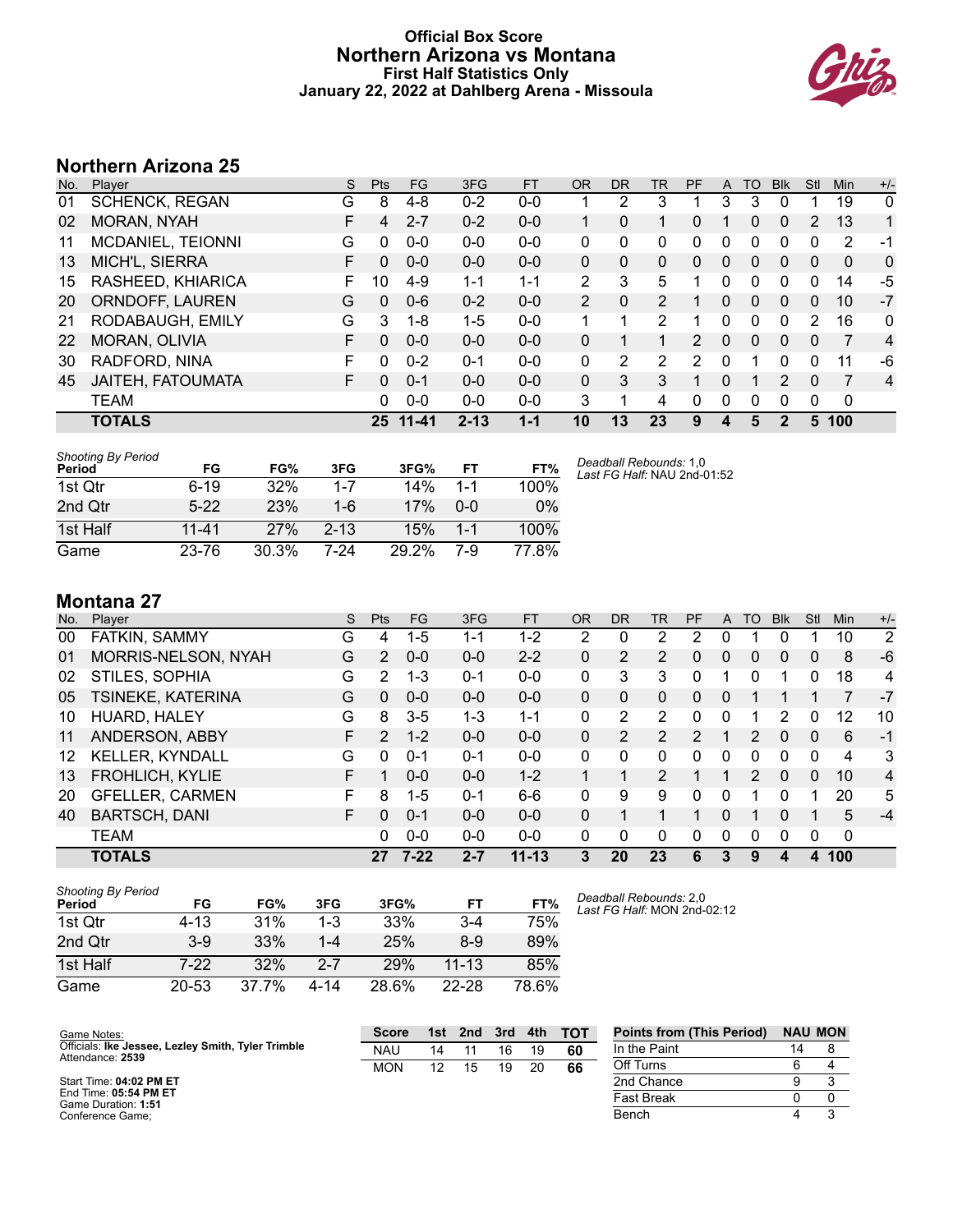# Official Box Score
# Northern Arizona vs Montana
## First Half Statistics Only
### January 22, 2022 at Dahlberg Arena - Missoula

## Northern Arizona 25

| No. | Player | S | Pts | FG | 3FG | FT | OR | DR | TR | PF | A | TO | Blk | Stl | Min | +/- |
|---|---|---|---|---|---|---|---|---|---|---|---|---|---|---|---|---|
| 01 | SCHENCK, REGAN | G | 8 | 4-8 | 0-2 | 0-0 | 1 | 2 | 3 | 1 | 3 | 3 | 0 | 1 | 19 | 0 |
| 02 | MORAN, NYAH | F | 4 | 2-7 | 0-2 | 0-0 | 1 | 0 | 1 | 0 | 1 | 0 | 0 | 2 | 13 | 1 |
| 11 | MCDANIEL, TEIONNI | G | 0 | 0-0 | 0-0 | 0-0 | 0 | 0 | 0 | 0 | 0 | 0 | 0 | 0 | 2 | -1 |
| 13 | MICH'L, SIERRA | F | 0 | 0-0 | 0-0 | 0-0 | 0 | 0 | 0 | 0 | 0 | 0 | 0 | 0 | 0 | 0 |
| 15 | RASHEED, KHIARICA | F | 10 | 4-9 | 1-1 | 1-1 | 2 | 3 | 5 | 1 | 0 | 0 | 0 | 0 | 14 | -5 |
| 20 | ORNDOFF, LAUREN | G | 0 | 0-6 | 0-2 | 0-0 | 2 | 0 | 2 | 1 | 0 | 0 | 0 | 0 | 10 | -7 |
| 21 | RODABAUGH, EMILY | G | 3 | 1-8 | 1-5 | 0-0 | 1 | 1 | 2 | 1 | 0 | 0 | 0 | 2 | 16 | 0 |
| 22 | MORAN, OLIVIA | F | 0 | 0-0 | 0-0 | 0-0 | 0 | 1 | 1 | 2 | 0 | 0 | 0 | 0 | 7 | 4 |
| 30 | RADFORD, NINA | F | 0 | 0-2 | 0-1 | 0-0 | 0 | 2 | 2 | 2 | 0 | 1 | 0 | 0 | 11 | -6 |
| 45 | JAITEH, FATOUMATA | F | 0 | 0-1 | 0-0 | 0-0 | 0 | 3 | 3 | 1 | 0 | 1 | 2 | 0 | 7 | 4 |
| | TEAM | | 0 | 0-0 | 0-0 | 0-0 | 3 | 1 | 4 | 0 | 0 | 0 | 0 | 0 | 0 | |
| | **TOTALS** | | **25** | **11-41** | **2-13** | **1-1** | **10** | **13** | **23** | **9** | **4** | **5** | **2** | **5** | **100** | |

*Shooting By Period*

| Period | FG | FG% | 3FG | 3FG% | FT | FT% |
|---|---|---|---|---|---|---|
| 1st Qtr | 6-19 | 32% | 1-7 | 14% | 1-1 | 100% |
| 2nd Qtr | 5-22 | 23% | 1-6 | 17% | 0-0 | 0% |
| 1st Half | 11-41 | 27% | 2-13 | 15% | 1-1 | 100% |
| Game | 23-76 | 30.3% | 7-24 | 29.2% | 7-9 | 77.8% |

*Deadball Rebounds:* 1,0
*Last FG Half:* NAU 2nd-01:52

## Montana 27

| No. | Player | S | Pts | FG | 3FG | FT | OR | DR | TR | PF | A | TO | Blk | Stl | Min | +/- |
|---|---|---|---|---|---|---|---|---|---|---|---|---|---|---|---|---|
| 00 | FATKIN, SAMMY | G | 4 | 1-5 | 1-1 | 1-2 | 2 | 0 | 2 | 2 | 0 | 1 | 0 | 1 | 10 | 2 |
| 01 | MORRIS-NELSON, NYAH | G | 2 | 0-0 | 0-0 | 2-2 | 0 | 2 | 2 | 0 | 0 | 0 | 0 | 0 | 8 | -6 |
| 02 | STILES, SOPHIA | G | 2 | 1-3 | 0-1 | 0-0 | 0 | 3 | 3 | 0 | 1 | 0 | 1 | 0 | 18 | 4 |
| 05 | TSINEKE, KATERINA | G | 0 | 0-0 | 0-0 | 0-0 | 0 | 0 | 0 | 0 | 0 | 1 | 1 | 1 | 7 | -7 |
| 10 | HUARD, HALEY | G | 8 | 3-5 | 1-3 | 1-1 | 0 | 2 | 2 | 0 | 0 | 1 | 2 | 0 | 12 | 10 |
| 11 | ANDERSON, ABBY | F | 2 | 1-2 | 0-0 | 0-0 | 0 | 2 | 2 | 2 | 1 | 2 | 0 | 0 | 6 | -1 |
| 12 | KELLER, KYNDALL | G | 0 | 0-1 | 0-1 | 0-0 | 0 | 0 | 0 | 0 | 0 | 0 | 0 | 0 | 4 | 3 |
| 13 | FROHLICH, KYLIE | F | 1 | 0-0 | 0-0 | 1-2 | 1 | 1 | 2 | 1 | 1 | 2 | 0 | 0 | 10 | 4 |
| 20 | GFELLER, CARMEN | F | 8 | 1-5 | 0-1 | 6-6 | 0 | 9 | 9 | 0 | 0 | 1 | 0 | 1 | 20 | 5 |
| 40 | BARTSCH, DANI | F | 0 | 0-1 | 0-0 | 0-0 | 0 | 1 | 1 | 1 | 0 | 1 | 0 | 1 | 5 | -4 |
| | TEAM | | 0 | 0-0 | 0-0 | 0-0 | 0 | 0 | 0 | 0 | 0 | 0 | 0 | 0 | 0 | |
| | **TOTALS** | | **27** | **7-22** | **2-7** | **11-13** | **3** | **20** | **23** | **6** | **3** | **9** | **4** | **4** | **100** | |

*Shooting By Period*

| Period | FG | FG% | 3FG | 3FG% | FT | FT% |
|---|---|---|---|---|---|---|
| 1st Qtr | 4-13 | 31% | 1-3 | 33% | 3-4 | 75% |
| 2nd Qtr | 3-9 | 33% | 1-4 | 25% | 8-9 | 89% |
| 1st Half | 7-22 | 32% | 2-7 | 29% | 11-13 | 85% |
| Game | 20-53 | 37.7% | 4-14 | 28.6% | 22-28 | 78.6% |

*Deadball Rebounds:* 2,0
*Last FG Half:* MON 2nd-02:12

Game Notes:
Officials: **Ike Jessee, Lezley Smith, Tyler Trimble**
Attendance: **2539**

Start Time: **04:02 PM ET**
End Time: **05:54 PM ET**
Game Duration: **1:51**
Conference Game;

| Score | 1st | 2nd | 3rd | 4th | TOT |
|---|---|---|---|---|---|
| NAU | 14 | 11 | 16 | 19 | **60** |
| MON | 12 | 15 | 19 | 20 | **66** |

| Points from (This Period) | NAU | MON |
|---|---|---|
| In the Paint | 14 | 8 |
| Off Turns | 6 | 4 |
| 2nd Chance | 9 | 3 |
| Fast Break | 0 | 0 |
| Bench | 4 | 3 |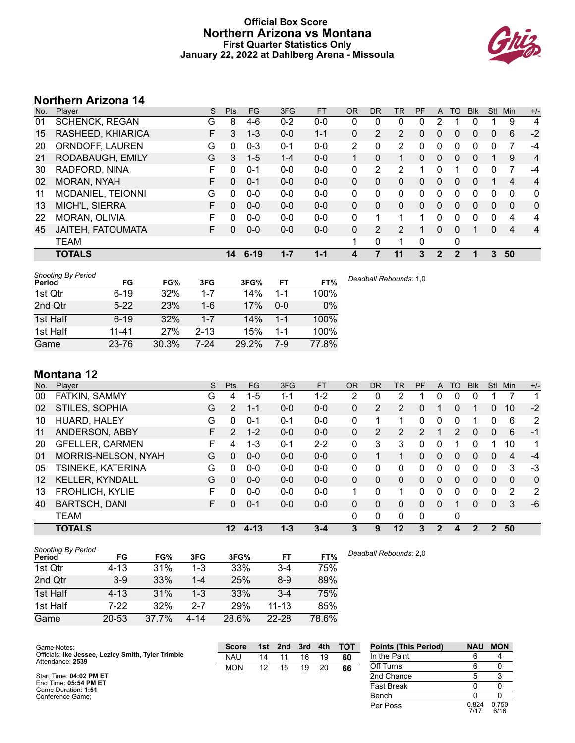# Official Box Score
## Northern Arizona vs Montana
### First Quarter Statistics Only
### January 22, 2022 at Dahlberg Arena - Missoula

## Northern Arizona 14

| No. | Player | S | Pts | FG | 3FG | FT | OR | DR | TR | PF | A | TO | Blk | Stl | Min | +/- |
|---|---|---|---|---|---|---|---|---|---|---|---|---|---|---|---|---|
| 01 | SCHENCK, REGAN | G | 8 | 4-6 | 0-2 | 0-0 | 0 | 0 | 0 | 0 | 2 | 1 | 0 | 1 | 9 | 4 |
| 15 | RASHEED, KHIARICA | F | 3 | 1-3 | 0-0 | 1-1 | 0 | 2 | 2 | 0 | 0 | 0 | 0 | 0 | 6 | -2 |
| 20 | ORNDOFF, LAUREN | G | 0 | 0-3 | 0-1 | 0-0 | 2 | 0 | 2 | 0 | 0 | 0 | 0 | 0 | 7 | -4 |
| 21 | RODABAUGH, EMILY | G | 3 | 1-5 | 1-4 | 0-0 | 1 | 0 | 1 | 0 | 0 | 0 | 0 | 1 | 9 | 4 |
| 30 | RADFORD, NINA | F | 0 | 0-1 | 0-0 | 0-0 | 0 | 2 | 2 | 1 | 0 | 1 | 0 | 0 | 7 | -4 |
| 02 | MORAN, NYAH | F | 0 | 0-1 | 0-0 | 0-0 | 0 | 0 | 0 | 0 | 0 | 0 | 0 | 1 | 4 | 4 |
| 11 | MCDANIEL, TEIONNI | G | 0 | 0-0 | 0-0 | 0-0 | 0 | 0 | 0 | 0 | 0 | 0 | 0 | 0 | 0 | 0 |
| 13 | MICH'L, SIERRA | F | 0 | 0-0 | 0-0 | 0-0 | 0 | 0 | 0 | 0 | 0 | 0 | 0 | 0 | 0 | 0 |
| 22 | MORAN, OLIVIA | F | 0 | 0-0 | 0-0 | 0-0 | 0 | 1 | 1 | 1 | 0 | 0 | 0 | 0 | 4 | 4 |
| 45 | JAITEH, FATOUMATA | F | 0 | 0-0 | 0-0 | 0-0 | 0 | 2 | 2 | 1 | 0 | 0 | 1 | 0 | 4 | 4 |
| | TEAM | | | | | | 1 | 0 | 1 | 0 | | 0 | | | | |
| | **TOTALS** | | **14** | **6-19** | **1-7** | **1-1** | **4** | **7** | **11** | **3** | **2** | **2** | **1** | **3** | **50** | |

| Shooting By Period Period | FG | FG% | 3FG | 3FG% | FT | FT% |
|---|---|---|---|---|---|---|
| 1st Qtr | 6-19 | 32% | 1-7 | 14% | 1-1 | 100% |
| 2nd Qtr | 5-22 | 23% | 1-6 | 17% | 0-0 | 0% |
| 1st Half | 6-19 | 32% | 1-7 | 14% | 1-1 | 100% |
| 1st Half | 11-41 | 27% | 2-13 | 15% | 1-1 | 100% |
| Game | 23-76 | 30.3% | 7-24 | 29.2% | 7-9 | 77.8% |

*Deadball Rebounds:* 1,0

## Montana 12

| No. | Player | S | Pts | FG | 3FG | FT | OR | DR | TR | PF | A | TO | Blk | Stl | Min | +/- |
|---|---|---|---|---|---|---|---|---|---|---|---|---|---|---|---|---|
| 00 | FATKIN, SAMMY | G | 4 | 1-5 | 1-1 | 1-2 | 2 | 0 | 2 | 1 | 0 | 0 | 0 | 1 | 7 | 1 |
| 02 | STILES, SOPHIA | G | 2 | 1-1 | 0-0 | 0-0 | 0 | 2 | 2 | 0 | 1 | 0 | 1 | 0 | 10 | -2 |
| 10 | HUARD, HALEY | G | 0 | 0-1 | 0-1 | 0-0 | 0 | 1 | 1 | 0 | 0 | 0 | 1 | 0 | 6 | 2 |
| 11 | ANDERSON, ABBY | F | 2 | 1-2 | 0-0 | 0-0 | 0 | 2 | 2 | 2 | 1 | 2 | 0 | 0 | 6 | -1 |
| 20 | GFELLER, CARMEN | F | 4 | 1-3 | 0-1 | 2-2 | 0 | 3 | 3 | 0 | 0 | 1 | 0 | 1 | 10 | 1 |
| 01 | MORRIS-NELSON, NYAH | G | 0 | 0-0 | 0-0 | 0-0 | 0 | 1 | 1 | 0 | 0 | 0 | 0 | 0 | 4 | -4 |
| 05 | TSINEKE, KATERINA | G | 0 | 0-0 | 0-0 | 0-0 | 0 | 0 | 0 | 0 | 0 | 0 | 0 | 0 | 3 | -3 |
| 12 | KELLER, KYNDALL | G | 0 | 0-0 | 0-0 | 0-0 | 0 | 0 | 0 | 0 | 0 | 0 | 0 | 0 | 0 | 0 |
| 13 | FROHLICH, KYLIE | F | 0 | 0-0 | 0-0 | 0-0 | 1 | 0 | 1 | 0 | 0 | 0 | 0 | 0 | 2 | 2 |
| 40 | BARTSCH, DANI | F | 0 | 0-1 | 0-0 | 0-0 | 0 | 0 | 0 | 0 | 0 | 1 | 0 | 0 | 3 | -6 |
| | TEAM | | | | | | 0 | 0 | 0 | 0 | | 0 | | | | |
| | **TOTALS** | | **12** | **4-13** | **1-3** | **3-4** | **3** | **9** | **12** | **3** | **2** | **4** | **2** | **2** | **50** | |

| Shooting By Period Period | FG | FG% | 3FG | 3FG% | FT | FT% |
|---|---|---|---|---|---|---|
| 1st Qtr | 4-13 | 31% | 1-3 | 33% | 3-4 | 75% |
| 2nd Qtr | 3-9 | 33% | 1-4 | 25% | 8-9 | 89% |
| 1st Half | 4-13 | 31% | 1-3 | 33% | 3-4 | 75% |
| 1st Half | 7-22 | 32% | 2-7 | 29% | 11-13 | 85% |
| Game | 20-53 | 37.7% | 4-14 | 28.6% | 22-28 | 78.6% |

*Deadball Rebounds:* 2,0

Game Notes:
Officials: **Ike Jessee, Lezley Smith, Tyler Trimble**
Attendance: **2539**

Start Time: **04:02 PM ET**
End Time: **05:54 PM ET**
Game Duration: **1:51**
Conference Game;

| Score | 1st | 2nd | 3rd | 4th | TOT |
|---|---|---|---|---|---|
| NAU | 14 | 11 | 16 | 19 | **60** |
| MON | 12 | 15 | 19 | 20 | **66** |

| Points (This Period) | NAU | MON |
|---|---|---|
| In the Paint | 6 | 4 |
| Off Turns | 6 | 0 |
| 2nd Chance | 5 | 3 |
| Fast Break | 0 | 0 |
| Bench | 0 | 0 |
| Per Poss | 0.824 7/17 | 0.750 6/16 |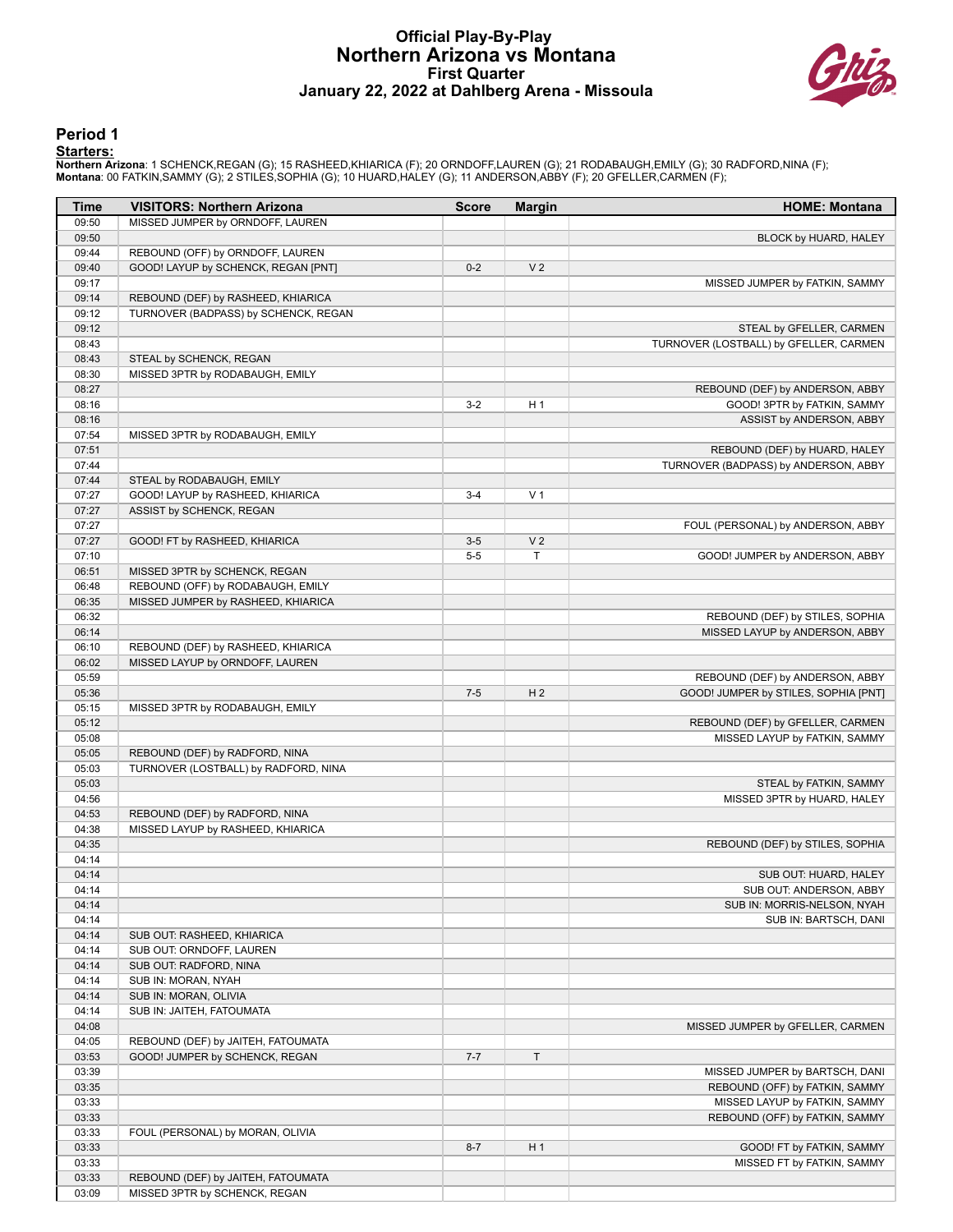# Official Play-By-Play
# Northern Arizona vs Montana
## First Quarter
## January 22, 2022 at Dahlberg Arena - Missoula

### Period 1

**Starters:**

**Northern Arizona**: 1 SCHENCK,REGAN (G); 15 RASHEED,KHIARICA (F); 20 ORNDOFF,LAUREN (G); 21 RODABAUGH,EMILY (G); 30 RADFORD,NINA (F);
**Montana**: 00 FATKIN,SAMMY (G); 2 STILES,SOPHIA (G); 10 HUARD,HALEY (G); 11 ANDERSON,ABBY (F); 20 GFELLER,CARMEN (F);

| Time | VISITORS: Northern Arizona | Score | Margin | HOME: Montana |
|---|---|---|---|---|
| 09:50 | MISSED JUMPER by ORNDOFF, LAUREN | | | |
| 09:50 | | | | BLOCK by HUARD, HALEY |
| 09:44 | REBOUND (OFF) by ORNDOFF, LAUREN | | | |
| 09:40 | GOOD! LAYUP by SCHENCK, REGAN [PNT] | 0-2 | V 2 | |
| 09:17 | | | | MISSED JUMPER by FATKIN, SAMMY |
| 09:14 | REBOUND (DEF) by RASHEED, KHIARICA | | | |
| 09:12 | TURNOVER (BADPASS) by SCHENCK, REGAN | | | |
| 09:12 | | | | STEAL by GFELLER, CARMEN |
| 08:43 | | | | TURNOVER (LOSTBALL) by GFELLER, CARMEN |
| 08:43 | STEAL by SCHENCK, REGAN | | | |
| 08:30 | MISSED 3PTR by RODABAUGH, EMILY | | | |
| 08:27 | | | | REBOUND (DEF) by ANDERSON, ABBY |
| 08:16 | | 3-2 | H 1 | GOOD! 3PTR by FATKIN, SAMMY |
| 08:16 | | | | ASSIST by ANDERSON, ABBY |
| 07:54 | MISSED 3PTR by RODABAUGH, EMILY | | | |
| 07:51 | | | | REBOUND (DEF) by HUARD, HALEY |
| 07:44 | | | | TURNOVER (BADPASS) by ANDERSON, ABBY |
| 07:44 | STEAL by RODABAUGH, EMILY | | | |
| 07:27 | GOOD! LAYUP by RASHEED, KHIARICA | 3-4 | V 1 | |
| 07:27 | ASSIST by SCHENCK, REGAN | | | |
| 07:27 | | | | FOUL (PERSONAL) by ANDERSON, ABBY |
| 07:27 | GOOD! FT by RASHEED, KHIARICA | 3-5 | V 2 | |
| 07:10 | | 5-5 | T | GOOD! JUMPER by ANDERSON, ABBY |
| 06:51 | MISSED 3PTR by SCHENCK, REGAN | | | |
| 06:48 | REBOUND (OFF) by RODABAUGH, EMILY | | | |
| 06:35 | MISSED JUMPER by RASHEED, KHIARICA | | | |
| 06:32 | | | | REBOUND (DEF) by STILES, SOPHIA |
| 06:14 | | | | MISSED LAYUP by ANDERSON, ABBY |
| 06:10 | REBOUND (DEF) by RASHEED, KHIARICA | | | |
| 06:02 | MISSED LAYUP by ORNDOFF, LAUREN | | | |
| 05:59 | | | | REBOUND (DEF) by ANDERSON, ABBY |
| 05:36 | | 7-5 | H 2 | GOOD! JUMPER by STILES, SOPHIA [PNT] |
| 05:15 | MISSED 3PTR by RODABAUGH, EMILY | | | |
| 05:12 | | | | REBOUND (DEF) by GFELLER, CARMEN |
| 05:08 | | | | MISSED LAYUP by FATKIN, SAMMY |
| 05:05 | REBOUND (DEF) by RADFORD, NINA | | | |
| 05:03 | TURNOVER (LOSTBALL) by RADFORD, NINA | | | |
| 05:03 | | | | STEAL by FATKIN, SAMMY |
| 04:56 | | | | MISSED 3PTR by HUARD, HALEY |
| 04:53 | REBOUND (DEF) by RADFORD, NINA | | | |
| 04:38 | MISSED LAYUP by RASHEED, KHIARICA | | | |
| 04:35 | | | | REBOUND (DEF) by STILES, SOPHIA |
| 04:14 | | | | |
| 04:14 | | | | SUB OUT: HUARD, HALEY |
| 04:14 | | | | SUB OUT: ANDERSON, ABBY |
| 04:14 | | | | SUB IN: MORRIS-NELSON, NYAH |
| 04:14 | | | | SUB IN: BARTSCH, DANI |
| 04:14 | SUB OUT: RASHEED, KHIARICA | | | |
| 04:14 | SUB OUT: ORNDOFF, LAUREN | | | |
| 04:14 | SUB OUT: RADFORD, NINA | | | |
| 04:14 | SUB IN: MORAN, NYAH | | | |
| 04:14 | SUB IN: MORAN, OLIVIA | | | |
| 04:14 | SUB IN: JAITEH, FATOUMATA | | | |
| 04:08 | | | | MISSED JUMPER by GFELLER, CARMEN |
| 04:05 | REBOUND (DEF) by JAITEH, FATOUMATA | | | |
| 03:53 | GOOD! JUMPER by SCHENCK, REGAN | 7-7 | T | |
| 03:39 | | | | MISSED JUMPER by BARTSCH, DANI |
| 03:35 | | | | REBOUND (OFF) by FATKIN, SAMMY |
| 03:33 | | | | MISSED LAYUP by FATKIN, SAMMY |
| 03:33 | | | | REBOUND (OFF) by FATKIN, SAMMY |
| 03:33 | FOUL (PERSONAL) by MORAN, OLIVIA | | | |
| 03:33 | | 8-7 | H 1 | GOOD! FT by FATKIN, SAMMY |
| 03:33 | | | | MISSED FT by FATKIN, SAMMY |
| 03:33 | REBOUND (DEF) by JAITEH, FATOUMATA | | | |
| 03:09 | MISSED 3PTR by SCHENCK, REGAN | | | |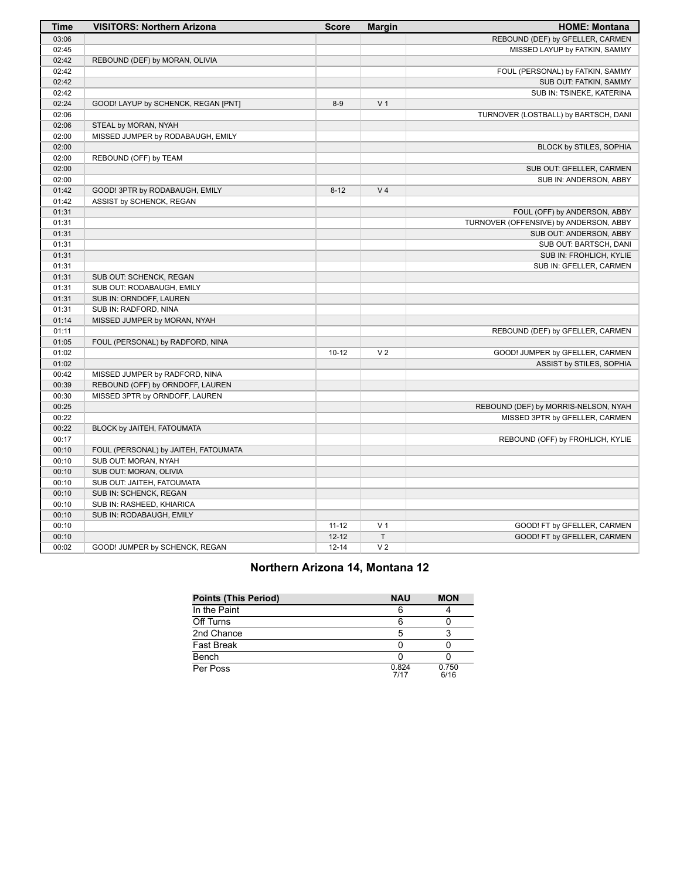| Time | VISITORS: Northern Arizona | Score | Margin | HOME: Montana |
|---|---|---|---|---|
| 03:06 | | | | REBOUND (DEF) by GFELLER, CARMEN |
| 02:45 | | | | MISSED LAYUP by FATKIN, SAMMY |
| 02:42 | REBOUND (DEF) by MORAN, OLIVIA | | | |
| 02:42 | | | | FOUL (PERSONAL) by FATKIN, SAMMY |
| 02:42 | | | | SUB OUT: FATKIN, SAMMY |
| 02:42 | | | | SUB IN: TSINEKE, KATERINA |
| 02:24 | GOOD! LAYUP by SCHENCK, REGAN [PNT] | 8-9 | V 1 | |
| 02:06 | | | | TURNOVER (LOSTBALL) by BARTSCH, DANI |
| 02:06 | STEAL by MORAN, NYAH | | | |
| 02:00 | MISSED JUMPER by RODABAUGH, EMILY | | | |
| 02:00 | | | | BLOCK by STILES, SOPHIA |
| 02:00 | REBOUND (OFF) by TEAM | | | |
| 02:00 | | | | SUB OUT: GFELLER, CARMEN |
| 02:00 | | | | SUB IN: ANDERSON, ABBY |
| 01:42 | GOOD! 3PTR by RODABAUGH, EMILY | 8-12 | V 4 | |
| 01:42 | ASSIST by SCHENCK, REGAN | | | |
| 01:31 | | | | FOUL (OFF) by ANDERSON, ABBY |
| 01:31 | | | | TURNOVER (OFFENSIVE) by ANDERSON, ABBY |
| 01:31 | | | | SUB OUT: ANDERSON, ABBY |
| 01:31 | | | | SUB OUT: BARTSCH, DANI |
| 01:31 | | | | SUB IN: FROHLICH, KYLIE |
| 01:31 | | | | SUB IN: GFELLER, CARMEN |
| 01:31 | SUB OUT: SCHENCK, REGAN | | | |
| 01:31 | SUB OUT: RODABAUGH, EMILY | | | |
| 01:31 | SUB IN: ORNDOFF, LAUREN | | | |
| 01:31 | SUB IN: RADFORD, NINA | | | |
| 01:14 | MISSED JUMPER by MORAN, NYAH | | | |
| 01:11 | | | | REBOUND (DEF) by GFELLER, CARMEN |
| 01:05 | FOUL (PERSONAL) by RADFORD, NINA | | | |
| 01:02 | | 10-12 | V 2 | GOOD! JUMPER by GFELLER, CARMEN |
| 01:02 | | | | ASSIST by STILES, SOPHIA |
| 00:42 | MISSED JUMPER by RADFORD, NINA | | | |
| 00:39 | REBOUND (OFF) by ORNDOFF, LAUREN | | | |
| 00:30 | MISSED 3PTR by ORNDOFF, LAUREN | | | |
| 00:25 | | | | REBOUND (DEF) by MORRIS-NELSON, NYAH |
| 00:22 | | | | MISSED 3PTR by GFELLER, CARMEN |
| 00:22 | BLOCK by JAITEH, FATOUMATA | | | |
| 00:17 | | | | REBOUND (OFF) by FROHLICH, KYLIE |
| 00:10 | FOUL (PERSONAL) by JAITEH, FATOUMATA | | | |
| 00:10 | SUB OUT: MORAN, NYAH | | | |
| 00:10 | SUB OUT: MORAN, OLIVIA | | | |
| 00:10 | SUB OUT: JAITEH, FATOUMATA | | | |
| 00:10 | SUB IN: SCHENCK, REGAN | | | |
| 00:10 | SUB IN: RASHEED, KHIARICA | | | |
| 00:10 | SUB IN: RODABAUGH, EMILY | | | |
| 00:10 | | 11-12 | V 1 | GOOD! FT by GFELLER, CARMEN |
| 00:10 | | 12-12 | T | GOOD! FT by GFELLER, CARMEN |
| 00:02 | GOOD! JUMPER by SCHENCK, REGAN | 12-14 | V 2 | |

## Northern Arizona 14, Montana 12

| Points (This Period) | NAU | MON |
|---|---|---|
| In the Paint | 6 | 4 |
| Off Turns | 6 | 0 |
| 2nd Chance | 5 | 3 |
| Fast Break | 0 | 0 |
| Bench | 0 | 0 |
| Per Poss | 0.824 7/17 | 0.750 6/16 |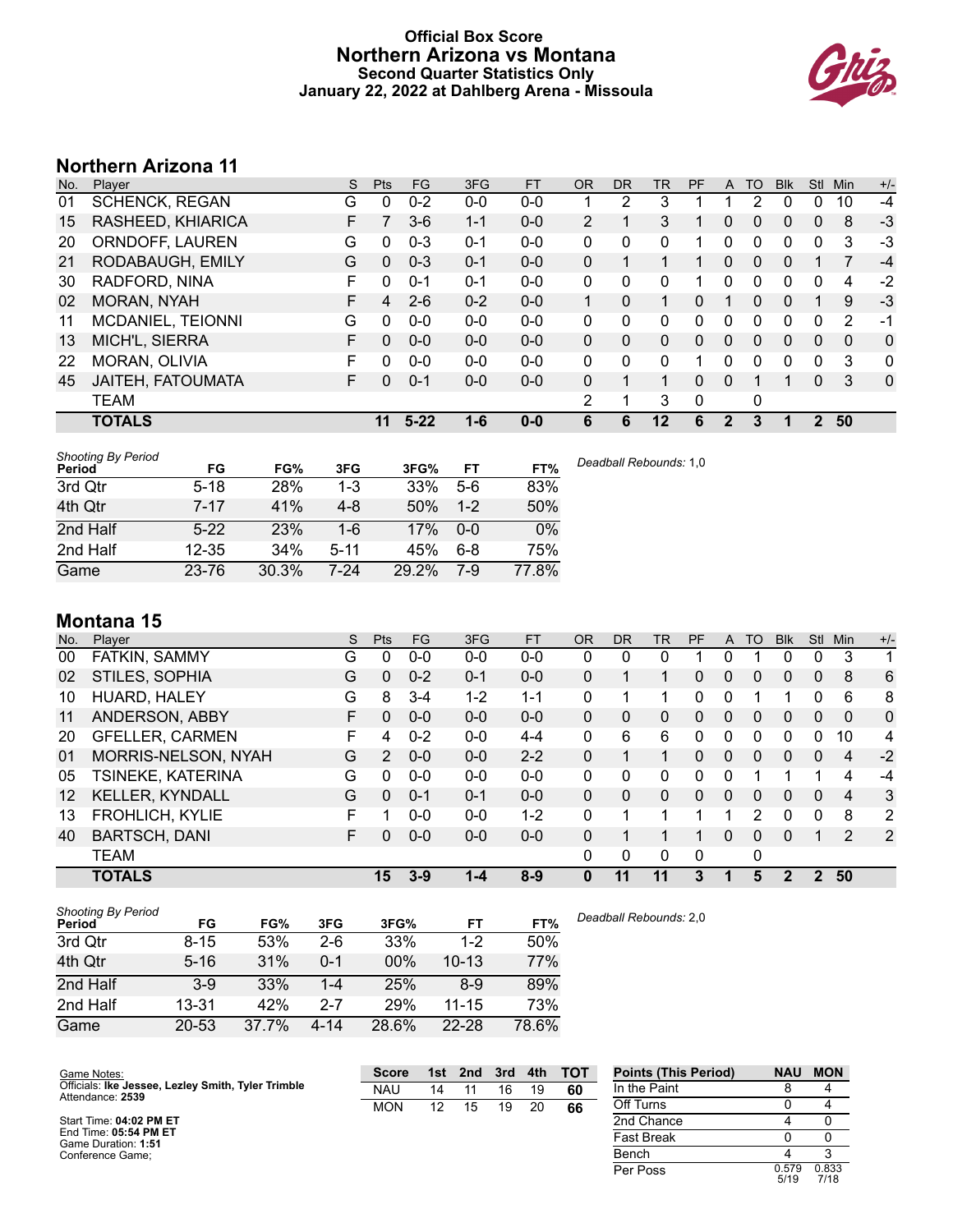# Official Box Score
## Northern Arizona vs Montana
### Second Quarter Statistics Only
### January 22, 2022 at Dahlberg Arena - Missoula

## Northern Arizona 11

| No. | Player | S | Pts | FG | 3FG | FT | OR | DR | TR | PF | A | TO | Blk | Stl | Min | +/- |
|---|---|---|---|---|---|---|---|---|---|---|---|---|---|---|---|---|
| 01 | SCHENCK, REGAN | G | 0 | 0-2 | 0-0 | 0-0 | 1 | 2 | 3 | 1 | 1 | 2 | 0 | 0 | 10 | -4 |
| 15 | RASHEED, KHIARICA | F | 7 | 3-6 | 1-1 | 0-0 | 2 | 1 | 3 | 1 | 0 | 0 | 0 | 0 | 8 | -3 |
| 20 | ORNDOFF, LAUREN | G | 0 | 0-3 | 0-1 | 0-0 | 0 | 0 | 0 | 1 | 0 | 0 | 0 | 0 | 3 | -3 |
| 21 | RODABAUGH, EMILY | G | 0 | 0-3 | 0-1 | 0-0 | 0 | 1 | 1 | 1 | 0 | 0 | 0 | 1 | 7 | -4 |
| 30 | RADFORD, NINA | F | 0 | 0-1 | 0-1 | 0-0 | 0 | 0 | 0 | 1 | 0 | 0 | 0 | 0 | 4 | -2 |
| 02 | MORAN, NYAH | F | 4 | 2-6 | 0-2 | 0-0 | 1 | 0 | 1 | 0 | 1 | 0 | 0 | 1 | 9 | -3 |
| 11 | MCDANIEL, TEIONNI | G | 0 | 0-0 | 0-0 | 0-0 | 0 | 0 | 0 | 0 | 0 | 0 | 0 | 0 | 2 | -1 |
| 13 | MICH'L, SIERRA | F | 0 | 0-0 | 0-0 | 0-0 | 0 | 0 | 0 | 0 | 0 | 0 | 0 | 0 | 0 | 0 |
| 22 | MORAN, OLIVIA | F | 0 | 0-0 | 0-0 | 0-0 | 0 | 0 | 0 | 1 | 0 | 0 | 0 | 0 | 3 | 0 |
| 45 | JAITEH, FATOUMATA | F | 0 | 0-1 | 0-0 | 0-0 | 0 | 1 | 1 | 0 | 0 | 1 | 1 | 0 | 3 | 0 |
| | TEAM | | | | | | 2 | 1 | 3 | 0 | | 0 | | | | |
| | **TOTALS** | | **11** | **5-22** | **1-6** | **0-0** | **6** | **6** | **12** | **6** | **2** | **3** | **1** | **2** | **50** | |

| Shooting By Period Period | FG | FG% | 3FG | 3FG% | FT | FT% |
|---|---|---|---|---|---|---|
| 3rd Qtr | 5-18 | 28% | 1-3 | 33% | 5-6 | 83% |
| 4th Qtr | 7-17 | 41% | 4-8 | 50% | 1-2 | 50% |
| 2nd Half | 5-22 | 23% | 1-6 | 17% | 0-0 | 0% |
| 2nd Half | 12-35 | 34% | 5-11 | 45% | 6-8 | 75% |
| Game | 23-76 | 30.3% | 7-24 | 29.2% | 7-9 | 77.8% |

*Deadball Rebounds:* 1,0

## Montana 15

| No. | Player | S | Pts | FG | 3FG | FT | OR | DR | TR | PF | A | TO | Blk | Stl | Min | +/- |
|---|---|---|---|---|---|---|---|---|---|---|---|---|---|---|---|---|
| 00 | FATKIN, SAMMY | G | 0 | 0-0 | 0-0 | 0-0 | 0 | 0 | 0 | 1 | 0 | 1 | 0 | 0 | 3 | 1 |
| 02 | STILES, SOPHIA | G | 0 | 0-2 | 0-1 | 0-0 | 0 | 1 | 1 | 0 | 0 | 0 | 0 | 0 | 8 | 6 |
| 10 | HUARD, HALEY | G | 8 | 3-4 | 1-2 | 1-1 | 0 | 1 | 1 | 0 | 0 | 1 | 1 | 0 | 6 | 8 |
| 11 | ANDERSON, ABBY | F | 0 | 0-0 | 0-0 | 0-0 | 0 | 0 | 0 | 0 | 0 | 0 | 0 | 0 | 0 | 0 |
| 20 | GFELLER, CARMEN | F | 4 | 0-2 | 0-0 | 4-4 | 0 | 6 | 6 | 0 | 0 | 0 | 0 | 0 | 10 | 4 |
| 01 | MORRIS-NELSON, NYAH | G | 2 | 0-0 | 0-0 | 2-2 | 0 | 1 | 1 | 0 | 0 | 0 | 0 | 0 | 4 | -2 |
| 05 | TSINEKE, KATERINA | G | 0 | 0-0 | 0-0 | 0-0 | 0 | 0 | 0 | 0 | 0 | 1 | 1 | 1 | 4 | -4 |
| 12 | KELLER, KYNDALL | G | 0 | 0-1 | 0-1 | 0-0 | 0 | 0 | 0 | 0 | 0 | 0 | 0 | 0 | 4 | 3 |
| 13 | FROHLICH, KYLIE | F | 1 | 0-0 | 0-0 | 1-2 | 0 | 1 | 1 | 1 | 1 | 2 | 0 | 0 | 8 | 2 |
| 40 | BARTSCH, DANI | F | 0 | 0-0 | 0-0 | 0-0 | 0 | 1 | 1 | 1 | 0 | 0 | 0 | 1 | 2 | 2 |
| | TEAM | | | | | | 0 | 0 | 0 | 0 | | 0 | | | | |
| | **TOTALS** | | **15** | **3-9** | **1-4** | **8-9** | **0** | **11** | **11** | **3** | **1** | **5** | **2** | **2** | **50** | |

| Shooting By Period Period | FG | FG% | 3FG | 3FG% | FT | FT% |
|---|---|---|---|---|---|---|
| 3rd Qtr | 8-15 | 53% | 2-6 | 33% | 1-2 | 50% |
| 4th Qtr | 5-16 | 31% | 0-1 | 00% | 10-13 | 77% |
| 2nd Half | 3-9 | 33% | 1-4 | 25% | 8-9 | 89% |
| 2nd Half | 13-31 | 42% | 2-7 | 29% | 11-15 | 73% |
| Game | 20-53 | 37.7% | 4-14 | 28.6% | 22-28 | 78.6% |

*Deadball Rebounds:* 2,0

Game Notes:
Officials: **Ike Jessee, Lezley Smith, Tyler Trimble**
Attendance: **2539**

Start Time: **04:02 PM ET**
End Time: **05:54 PM ET**
Game Duration: **1:51**
Conference Game;

| Score | 1st | 2nd | 3rd | 4th | TOT |
|---|---|---|---|---|---|
| NAU | 14 | 11 | 16 | 19 | **60** |
| MON | 12 | 15 | 19 | 20 | **66** |

| Points (This Period) | NAU | MON |
|---|---|---|
| In the Paint | 8 | 4 |
| Off Turns | 0 | 4 |
| 2nd Chance | 4 | 0 |
| Fast Break | 0 | 0 |
| Bench | 4 | 3 |
| Per Poss | 0.579 5/19 | 0.833 7/18 |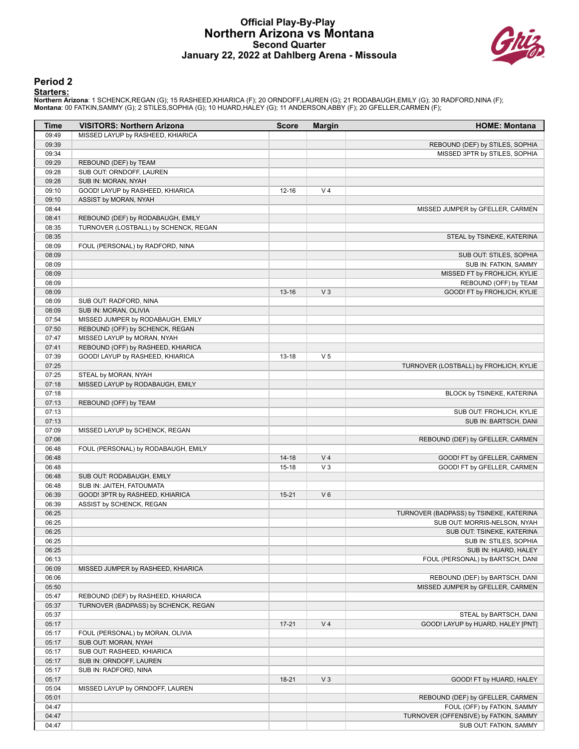# Official Play-By-Play
## Northern Arizona vs Montana
### Second Quarter
### January 22, 2022 at Dahlberg Arena - Missoula

## Period 2

**Starters:**

**Northern Arizona**: 1 SCHENCK,REGAN (G); 15 RASHEED,KHIARICA (F); 20 ORNDOFF,LAUREN (G); 21 RODABAUGH,EMILY (G); 30 RADFORD,NINA (F);
**Montana**: 00 FATKIN,SAMMY (G); 2 STILES,SOPHIA (G); 10 HUARD,HALEY (G); 11 ANDERSON,ABBY (F); 20 GFELLER,CARMEN (F);

| Time | VISITORS: Northern Arizona | Score | Margin | HOME: Montana |
|---|---|---|---|---|
| 09:49 | MISSED LAYUP by RASHEED, KHIARICA | | | |
| 09:39 | | | | REBOUND (DEF) by STILES, SOPHIA |
| 09:34 | | | | MISSED 3PTR by STILES, SOPHIA |
| 09:29 | REBOUND (DEF) by TEAM | | | |
| 09:28 | SUB OUT: ORNDOFF, LAUREN | | | |
| 09:28 | SUB IN: MORAN, NYAH | | | |
| 09:10 | GOOD! LAYUP by RASHEED, KHIARICA | 12-16 | V 4 | |
| 09:10 | ASSIST by MORAN, NYAH | | | |
| 08:44 | | | | MISSED JUMPER by GFELLER, CARMEN |
| 08:41 | REBOUND (DEF) by RODABAUGH, EMILY | | | |
| 08:35 | TURNOVER (LOSTBALL) by SCHENCK, REGAN | | | |
| 08:35 | | | | STEAL by TSINEKE, KATERINA |
| 08:09 | FOUL (PERSONAL) by RADFORD, NINA | | | |
| 08:09 | | | | SUB OUT: STILES, SOPHIA |
| 08:09 | | | | SUB IN: FATKIN, SAMMY |
| 08:09 | | | | MISSED FT by FROHLICH, KYLIE |
| 08:09 | | | | REBOUND (OFF) by TEAM |
| 08:09 | | 13-16 | V 3 | GOOD! FT by FROHLICH, KYLIE |
| 08:09 | SUB OUT: RADFORD, NINA | | | |
| 08:09 | SUB IN: MORAN, OLIVIA | | | |
| 07:54 | MISSED JUMPER by RODABAUGH, EMILY | | | |
| 07:50 | REBOUND (OFF) by SCHENCK, REGAN | | | |
| 07:47 | MISSED LAYUP by MORAN, NYAH | | | |
| 07:41 | REBOUND (OFF) by RASHEED, KHIARICA | | | |
| 07:39 | GOOD! LAYUP by RASHEED, KHIARICA | 13-18 | V 5 | |
| 07:25 | | | | TURNOVER (LOSTBALL) by FROHLICH, KYLIE |
| 07:25 | STEAL by MORAN, NYAH | | | |
| 07:18 | MISSED LAYUP by RODABAUGH, EMILY | | | |
| 07:18 | | | | BLOCK by TSINEKE, KATERINA |
| 07:13 | REBOUND (OFF) by TEAM | | | |
| 07:13 | | | | SUB OUT: FROHLICH, KYLIE |
| 07:13 | | | | SUB IN: BARTSCH, DANI |
| 07:09 | MISSED LAYUP by SCHENCK, REGAN | | | |
| 07:06 | | | | REBOUND (DEF) by GFELLER, CARMEN |
| 06:48 | FOUL (PERSONAL) by RODABAUGH, EMILY | | | |
| 06:48 | | 14-18 | V 4 | GOOD! FT by GFELLER, CARMEN |
| 06:48 | | 15-18 | V 3 | GOOD! FT by GFELLER, CARMEN |
| 06:48 | SUB OUT: RODABAUGH, EMILY | | | |
| 06:48 | SUB IN: JAITEH, FATOUMATA | | | |
| 06:39 | GOOD! 3PTR by RASHEED, KHIARICA | 15-21 | V 6 | |
| 06:39 | ASSIST by SCHENCK, REGAN | | | |
| 06:25 | | | | TURNOVER (BADPASS) by TSINEKE, KATERINA |
| 06:25 | | | | SUB OUT: MORRIS-NELSON, NYAH |
| 06:25 | | | | SUB OUT: TSINEKE, KATERINA |
| 06:25 | | | | SUB IN: STILES, SOPHIA |
| 06:25 | | | | SUB IN: HUARD, HALEY |
| 06:13 | | | | FOUL (PERSONAL) by BARTSCH, DANI |
| 06:09 | MISSED JUMPER by RASHEED, KHIARICA | | | |
| 06:06 | | | | REBOUND (DEF) by BARTSCH, DANI |
| 05:50 | | | | MISSED JUMPER by GFELLER, CARMEN |
| 05:47 | REBOUND (DEF) by RASHEED, KHIARICA | | | |
| 05:37 | TURNOVER (BADPASS) by SCHENCK, REGAN | | | |
| 05:37 | | | | STEAL by BARTSCH, DANI |
| 05:17 | | 17-21 | V 4 | GOOD! LAYUP by HUARD, HALEY [PNT] |
| 05:17 | FOUL (PERSONAL) by MORAN, OLIVIA | | | |
| 05:17 | SUB OUT: MORAN, NYAH | | | |
| 05:17 | SUB OUT: RASHEED, KHIARICA | | | |
| 05:17 | SUB IN: ORNDOFF, LAUREN | | | |
| 05:17 | SUB IN: RADFORD, NINA | | | |
| 05:17 | | 18-21 | V 3 | GOOD! FT by HUARD, HALEY |
| 05:04 | MISSED LAYUP by ORNDOFF, LAUREN | | | |
| 05:01 | | | | REBOUND (DEF) by GFELLER, CARMEN |
| 04:47 | | | | FOUL (OFF) by FATKIN, SAMMY |
| 04:47 | | | | TURNOVER (OFFENSIVE) by FATKIN, SAMMY |
| 04:47 | | | | SUB OUT: FATKIN, SAMMY |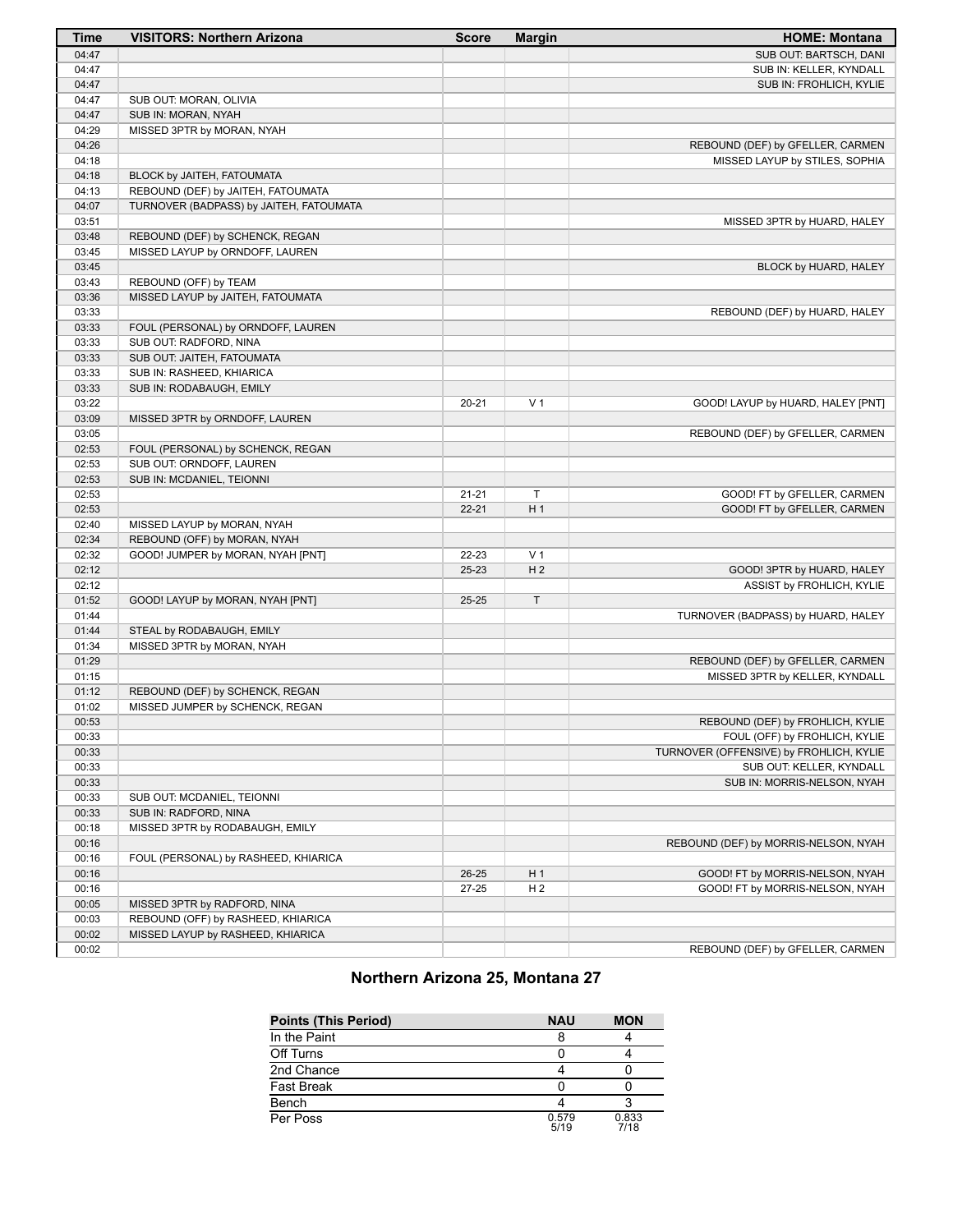| Time | VISITORS: Northern Arizona | Score | Margin | HOME: Montana |
|---|---|---|---|---|
| 04:47 | | | | SUB OUT: BARTSCH, DANI |
| 04:47 | | | | SUB IN: KELLER, KYNDALL |
| 04:47 | | | | SUB IN: FROHLICH, KYLIE |
| 04:47 | SUB OUT: MORAN, OLIVIA | | | |
| 04:47 | SUB IN: MORAN, NYAH | | | |
| 04:29 | MISSED 3PTR by MORAN, NYAH | | | |
| 04:26 | | | | REBOUND (DEF) by GFELLER, CARMEN |
| 04:18 | | | | MISSED LAYUP by STILES, SOPHIA |
| 04:18 | BLOCK by JAITEH, FATOUMATA | | | |
| 04:13 | REBOUND (DEF) by JAITEH, FATOUMATA | | | |
| 04:07 | TURNOVER (BADPASS) by JAITEH, FATOUMATA | | | |
| 03:51 | | | | MISSED 3PTR by HUARD, HALEY |
| 03:48 | REBOUND (DEF) by SCHENCK, REGAN | | | |
| 03:45 | MISSED LAYUP by ORNDOFF, LAUREN | | | |
| 03:45 | | | | BLOCK by HUARD, HALEY |
| 03:43 | REBOUND (OFF) by TEAM | | | |
| 03:36 | MISSED LAYUP by JAITEH, FATOUMATA | | | |
| 03:33 | | | | REBOUND (DEF) by HUARD, HALEY |
| 03:33 | FOUL (PERSONAL) by ORNDOFF, LAUREN | | | |
| 03:33 | SUB OUT: RADFORD, NINA | | | |
| 03:33 | SUB OUT: JAITEH, FATOUMATA | | | |
| 03:33 | SUB IN: RASHEED, KHIARICA | | | |
| 03:33 | SUB IN: RODABAUGH, EMILY | | | |
| 03:22 | | 20-21 | V 1 | GOOD! LAYUP by HUARD, HALEY [PNT] |
| 03:09 | MISSED 3PTR by ORNDOFF, LAUREN | | | |
| 03:05 | | | | REBOUND (DEF) by GFELLER, CARMEN |
| 02:53 | FOUL (PERSONAL) by SCHENCK, REGAN | | | |
| 02:53 | SUB OUT: ORNDOFF, LAUREN | | | |
| 02:53 | SUB IN: MCDANIEL, TEIONNI | | | |
| 02:53 | | 21-21 | T | GOOD! FT by GFELLER, CARMEN |
| 02:53 | | 22-21 | H 1 | GOOD! FT by GFELLER, CARMEN |
| 02:40 | MISSED LAYUP by MORAN, NYAH | | | |
| 02:34 | REBOUND (OFF) by MORAN, NYAH | | | |
| 02:32 | GOOD! JUMPER by MORAN, NYAH [PNT] | 22-23 | V 1 | |
| 02:12 | | 25-23 | H 2 | GOOD! 3PTR by HUARD, HALEY |
| 02:12 | | | | ASSIST by FROHLICH, KYLIE |
| 01:52 | GOOD! LAYUP by MORAN, NYAH [PNT] | 25-25 | T | |
| 01:44 | | | | TURNOVER (BADPASS) by HUARD, HALEY |
| 01:44 | STEAL by RODABAUGH, EMILY | | | |
| 01:34 | MISSED 3PTR by MORAN, NYAH | | | |
| 01:29 | | | | REBOUND (DEF) by GFELLER, CARMEN |
| 01:15 | | | | MISSED 3PTR by KELLER, KYNDALL |
| 01:12 | REBOUND (DEF) by SCHENCK, REGAN | | | |
| 01:02 | MISSED JUMPER by SCHENCK, REGAN | | | |
| 00:53 | | | | REBOUND (DEF) by FROHLICH, KYLIE |
| 00:33 | | | | FOUL (OFF) by FROHLICH, KYLIE |
| 00:33 | | | | TURNOVER (OFFENSIVE) by FROHLICH, KYLIE |
| 00:33 | | | | SUB OUT: KELLER, KYNDALL |
| 00:33 | | | | SUB IN: MORRIS-NELSON, NYAH |
| 00:33 | SUB OUT: MCDANIEL, TEIONNI | | | |
| 00:33 | SUB IN: RADFORD, NINA | | | |
| 00:18 | MISSED 3PTR by RODABAUGH, EMILY | | | |
| 00:16 | | | | REBOUND (DEF) by MORRIS-NELSON, NYAH |
| 00:16 | FOUL (PERSONAL) by RASHEED, KHIARICA | | | |
| 00:16 | | 26-25 | H 1 | GOOD! FT by MORRIS-NELSON, NYAH |
| 00:16 | | 27-25 | H 2 | GOOD! FT by MORRIS-NELSON, NYAH |
| 00:05 | MISSED 3PTR by RADFORD, NINA | | | |
| 00:03 | REBOUND (OFF) by RASHEED, KHIARICA | | | |
| 00:02 | MISSED LAYUP by RASHEED, KHIARICA | | | |
| 00:02 | | | | REBOUND (DEF) by GFELLER, CARMEN |

## Northern Arizona 25, Montana 27

| Points (This Period) | NAU | MON |
|---|---|---|
| In the Paint | 8 | 4 |
| Off Turns | 0 | 4 |
| 2nd Chance | 4 | 0 |
| Fast Break | 0 | 0 |
| Bench | 4 | 3 |
| Per Poss | 0.579 5/19 | 0.833 7/18 |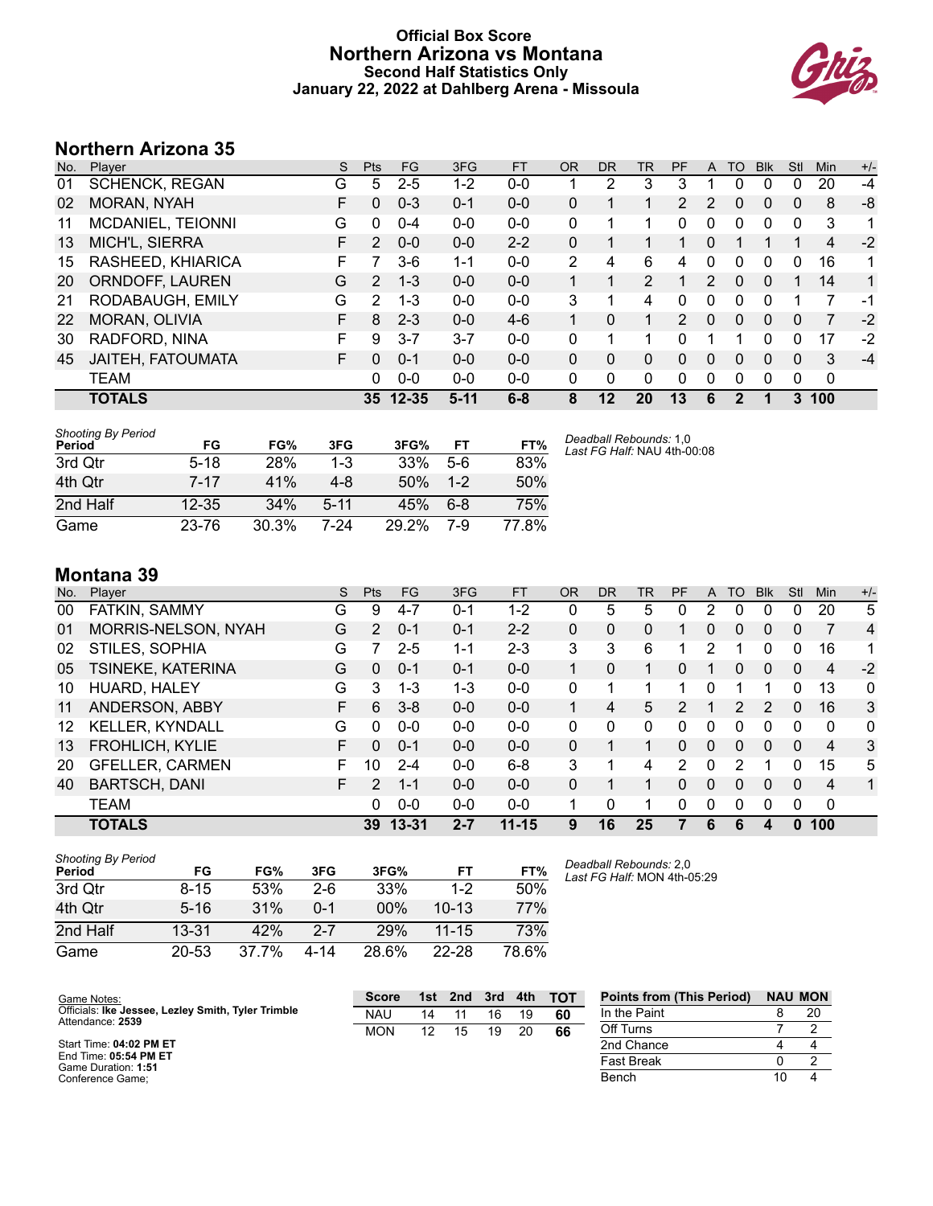# Official Box Score
## Northern Arizona vs Montana
### Second Half Statistics Only
### January 22, 2022 at Dahlberg Arena - Missoula

## Northern Arizona 35

| No. | Player | S | Pts | FG | 3FG | FT | OR | DR | TR | PF | A | TO | Blk | Stl | Min | +/- |
|---|---|---|---|---|---|---|---|---|---|---|---|---|---|---|---|---|
| 01 | SCHENCK, REGAN | G | 5 | 2-5 | 1-2 | 0-0 | 1 | 2 | 3 | 3 | 1 | 0 | 0 | 0 | 20 | -4 |
| 02 | MORAN, NYAH | F | 0 | 0-3 | 0-1 | 0-0 | 0 | 1 | 1 | 2 | 2 | 0 | 0 | 0 | 8 | -8 |
| 11 | MCDANIEL, TEIONNI | G | 0 | 0-4 | 0-0 | 0-0 | 0 | 1 | 1 | 0 | 0 | 0 | 0 | 0 | 3 | 1 |
| 13 | MICH'L, SIERRA | F | 2 | 0-0 | 0-0 | 2-2 | 0 | 1 | 1 | 1 | 0 | 1 | 1 | 1 | 4 | -2 |
| 15 | RASHEED, KHIARICA | F | 7 | 3-6 | 1-1 | 0-0 | 2 | 4 | 6 | 4 | 0 | 0 | 0 | 0 | 16 | 1 |
| 20 | ORNDOFF, LAUREN | G | 2 | 1-3 | 0-0 | 0-0 | 1 | 1 | 2 | 1 | 2 | 0 | 0 | 1 | 14 | 1 |
| 21 | RODABAUGH, EMILY | G | 2 | 1-3 | 0-0 | 0-0 | 3 | 1 | 4 | 0 | 0 | 0 | 0 | 1 | 7 | -1 |
| 22 | MORAN, OLIVIA | F | 8 | 2-3 | 0-0 | 4-6 | 1 | 0 | 1 | 2 | 0 | 0 | 0 | 0 | 7 | -2 |
| 30 | RADFORD, NINA | F | 9 | 3-7 | 3-7 | 0-0 | 0 | 1 | 1 | 0 | 1 | 1 | 0 | 0 | 17 | -2 |
| 45 | JAITEH, FATOUMATA | F | 0 | 0-1 | 0-0 | 0-0 | 0 | 0 | 0 | 0 | 0 | 0 | 0 | 0 | 3 | -4 |
| | TEAM | | 0 | 0-0 | 0-0 | 0-0 | 0 | 0 | 0 | 0 | 0 | 0 | 0 | 0 | 0 | |
| | **TOTALS** | | **35** | **12-35** | **5-11** | **6-8** | **8** | **12** | **20** | **13** | **6** | **2** | **1** | **3** | **100** | |

*Shooting By Period*

| Period | FG | FG% | 3FG | 3FG% | FT | FT% |
|---|---|---|---|---|---|---|
| 3rd Qtr | 5-18 | 28% | 1-3 | 33% | 5-6 | 83% |
| 4th Qtr | 7-17 | 41% | 4-8 | 50% | 1-2 | 50% |
| 2nd Half | 12-35 | 34% | 5-11 | 45% | 6-8 | 75% |
| Game | 23-76 | 30.3% | 7-24 | 29.2% | 7-9 | 77.8% |

*Deadball Rebounds:* 1,0
*Last FG Half:* NAU 4th-00:08

## Montana 39

| No. | Player | S | Pts | FG | 3FG | FT | OR | DR | TR | PF | A | TO | Blk | Stl | Min | +/- |
|---|---|---|---|---|---|---|---|---|---|---|---|---|---|---|---|---|
| 00 | FATKIN, SAMMY | G | 9 | 4-7 | 0-1 | 1-2 | 0 | 5 | 5 | 0 | 2 | 0 | 0 | 0 | 20 | 5 |
| 01 | MORRIS-NELSON, NYAH | G | 2 | 0-1 | 0-1 | 2-2 | 0 | 0 | 0 | 1 | 0 | 0 | 0 | 0 | 7 | 4 |
| 02 | STILES, SOPHIA | G | 7 | 2-5 | 1-1 | 2-3 | 3 | 3 | 6 | 1 | 2 | 1 | 0 | 0 | 16 | 1 |
| 05 | TSINEKE, KATERINA | G | 0 | 0-1 | 0-1 | 0-0 | 1 | 0 | 1 | 0 | 1 | 0 | 0 | 0 | 4 | -2 |
| 10 | HUARD, HALEY | G | 3 | 1-3 | 1-3 | 0-0 | 0 | 1 | 1 | 1 | 0 | 1 | 1 | 0 | 13 | 0 |
| 11 | ANDERSON, ABBY | F | 6 | 3-8 | 0-0 | 0-0 | 1 | 4 | 5 | 2 | 1 | 2 | 2 | 0 | 16 | 3 |
| 12 | KELLER, KYNDALL | G | 0 | 0-0 | 0-0 | 0-0 | 0 | 0 | 0 | 0 | 0 | 0 | 0 | 0 | 0 | 0 |
| 13 | FROHLICH, KYLIE | F | 0 | 0-1 | 0-0 | 0-0 | 0 | 1 | 1 | 0 | 0 | 0 | 0 | 0 | 4 | 3 |
| 20 | GFELLER, CARMEN | F | 10 | 2-4 | 0-0 | 6-8 | 3 | 1 | 4 | 2 | 0 | 2 | 1 | 0 | 15 | 5 |
| 40 | BARTSCH, DANI | F | 2 | 1-1 | 0-0 | 0-0 | 0 | 1 | 1 | 0 | 0 | 0 | 0 | 0 | 4 | 1 |
| | TEAM | | 0 | 0-0 | 0-0 | 0-0 | 1 | 0 | 1 | 0 | 0 | 0 | 0 | 0 | 0 | |
| | **TOTALS** | | **39** | **13-31** | **2-7** | **11-15** | **9** | **16** | **25** | **7** | **6** | **6** | **4** | **0** | **100** | |

*Shooting By Period*

| Period | FG | FG% | 3FG | 3FG% | FT | FT% |
|---|---|---|---|---|---|---|
| 3rd Qtr | 8-15 | 53% | 2-6 | 33% | 1-2 | 50% |
| 4th Qtr | 5-16 | 31% | 0-1 | 00% | 10-13 | 77% |
| 2nd Half | 13-31 | 42% | 2-7 | 29% | 11-15 | 73% |
| Game | 20-53 | 37.7% | 4-14 | 28.6% | 22-28 | 78.6% |

*Deadball Rebounds:* 2,0
*Last FG Half:* MON 4th-05:29

Game Notes:
Officials: **Ike Jessee, Lezley Smith, Tyler Trimble**
Attendance: **2539**

Start Time: **04:02 PM ET**
End Time: **05:54 PM ET**
Game Duration: **1:51**
Conference Game;

| Score | 1st | 2nd | 3rd | 4th | TOT |
|---|---|---|---|---|---|
| NAU | 14 | 11 | 16 | 19 | **60** |
| MON | 12 | 15 | 19 | 20 | **66** |

| Points from (This Period) | NAU | MON |
|---|---|---|
| In the Paint | 8 | 20 |
| Off Turns | 7 | 2 |
| 2nd Chance | 4 | 4 |
| Fast Break | 0 | 2 |
| Bench | 10 | 4 |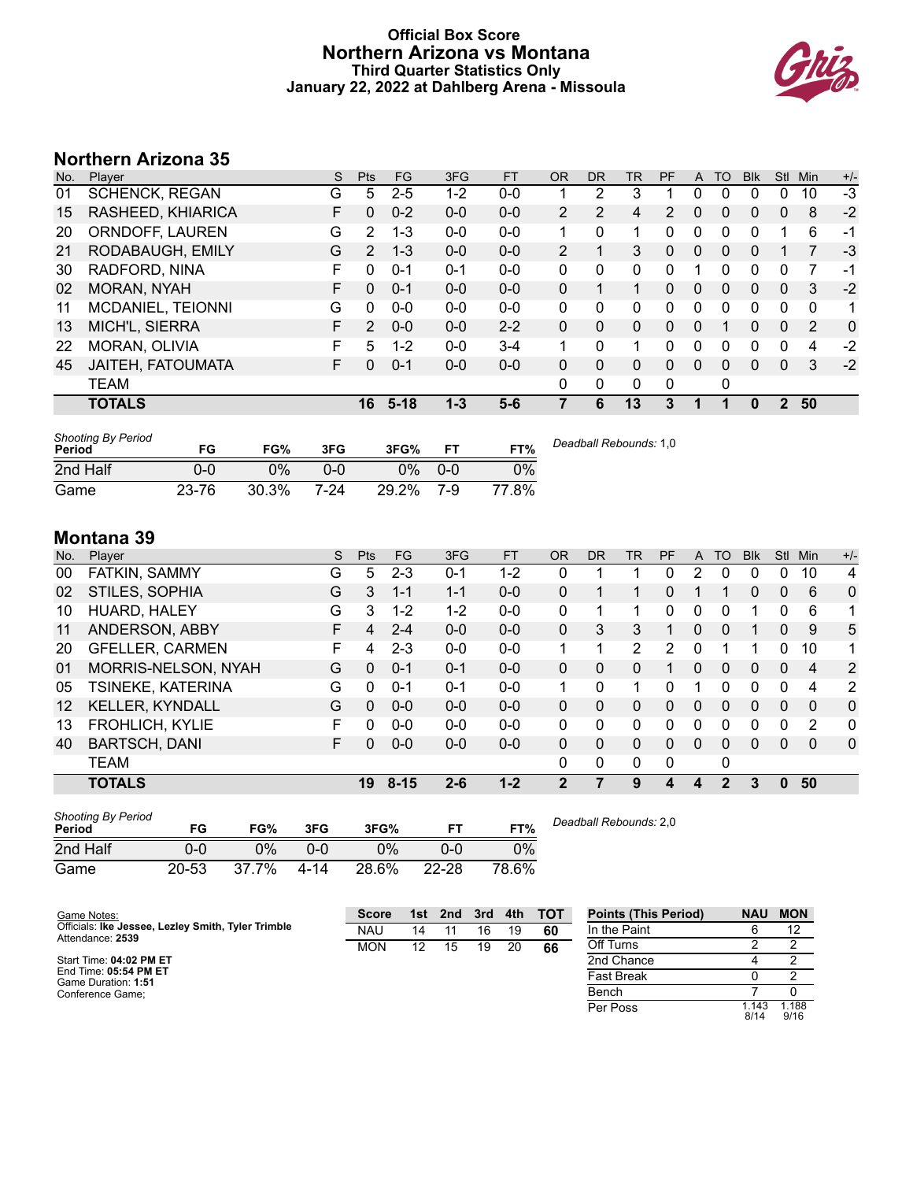# Official Box Score
# Northern Arizona vs Montana
### Third Quarter Statistics Only
### January 22, 2022 at Dahlberg Arena - Missoula

## Northern Arizona 35

| No. | Player | S | Pts | FG | 3FG | FT | OR | DR | TR | PF | A | TO | Blk | Stl | Min | +/- |
|---|---|---|---|---|---|---|---|---|---|---|---|---|---|---|---|---|
| 01 | SCHENCK, REGAN | G | 5 | 2-5 | 1-2 | 0-0 | 1 | 2 | 3 | 1 | 0 | 0 | 0 | 0 | 10 | -3 |
| 15 | RASHEED, KHIARICA | F | 0 | 0-2 | 0-0 | 0-0 | 2 | 2 | 4 | 2 | 0 | 0 | 0 | 0 | 8 | -2 |
| 20 | ORNDOFF, LAUREN | G | 2 | 1-3 | 0-0 | 0-0 | 1 | 0 | 1 | 0 | 0 | 0 | 0 | 1 | 6 | -1 |
| 21 | RODABAUGH, EMILY | G | 2 | 1-3 | 0-0 | 0-0 | 2 | 1 | 3 | 0 | 0 | 0 | 0 | 1 | 7 | -3 |
| 30 | RADFORD, NINA | F | 0 | 0-1 | 0-1 | 0-0 | 0 | 0 | 0 | 0 | 1 | 0 | 0 | 0 | 7 | -1 |
| 02 | MORAN, NYAH | F | 0 | 0-1 | 0-0 | 0-0 | 0 | 1 | 1 | 0 | 0 | 0 | 0 | 0 | 3 | -2 |
| 11 | MCDANIEL, TEIONNI | G | 0 | 0-0 | 0-0 | 0-0 | 0 | 0 | 0 | 0 | 0 | 0 | 0 | 0 | 0 | 1 |
| 13 | MICH'L, SIERRA | F | 2 | 0-0 | 0-0 | 2-2 | 0 | 0 | 0 | 0 | 0 | 1 | 0 | 0 | 2 | 0 |
| 22 | MORAN, OLIVIA | F | 5 | 1-2 | 0-0 | 3-4 | 1 | 0 | 1 | 0 | 0 | 0 | 0 | 0 | 4 | -2 |
| 45 | JAITEH, FATOUMATA | F | 0 | 0-1 | 0-0 | 0-0 | 0 | 0 | 0 | 0 | 0 | 0 | 0 | 0 | 3 | -2 |
| | TEAM | | | | | | 0 | 0 | 0 | 0 | | 0 | | | | |
| | **TOTALS** | | **16** | **5-18** | **1-3** | **5-6** | **7** | **6** | **13** | **3** | **1** | **1** | **0** | **2** | **50** | |

| Shooting By Period Period | FG | FG% | 3FG | 3FG% | FT | FT% |
|---|---|---|---|---|---|---|
| 2nd Half | 0-0 | 0% | 0-0 | 0% | 0-0 | 0% |
| Game | 23-76 | 30.3% | 7-24 | 29.2% | 7-9 | 77.8% |

*Deadball Rebounds:* 1,0

## Montana 39

| No. | Player | S | Pts | FG | 3FG | FT | OR | DR | TR | PF | A | TO | Blk | Stl | Min | +/- |
|---|---|---|---|---|---|---|---|---|---|---|---|---|---|---|---|---|
| 00 | FATKIN, SAMMY | G | 5 | 2-3 | 0-1 | 1-2 | 0 | 1 | 1 | 0 | 2 | 0 | 0 | 0 | 10 | 4 |
| 02 | STILES, SOPHIA | G | 3 | 1-1 | 1-1 | 0-0 | 0 | 1 | 1 | 0 | 1 | 1 | 0 | 0 | 6 | 0 |
| 10 | HUARD, HALEY | G | 3 | 1-2 | 1-2 | 0-0 | 0 | 1 | 1 | 0 | 0 | 0 | 1 | 0 | 6 | 1 |
| 11 | ANDERSON, ABBY | F | 4 | 2-4 | 0-0 | 0-0 | 0 | 3 | 3 | 1 | 0 | 0 | 1 | 0 | 9 | 5 |
| 20 | GFELLER, CARMEN | F | 4 | 2-3 | 0-0 | 0-0 | 1 | 1 | 2 | 2 | 0 | 1 | 1 | 0 | 10 | 1 |
| 01 | MORRIS-NELSON, NYAH | G | 0 | 0-1 | 0-1 | 0-0 | 0 | 0 | 0 | 1 | 0 | 0 | 0 | 0 | 4 | 2 |
| 05 | TSINEKE, KATERINA | G | 0 | 0-1 | 0-1 | 0-0 | 1 | 0 | 1 | 0 | 1 | 0 | 0 | 0 | 4 | 2 |
| 12 | KELLER, KYNDALL | G | 0 | 0-0 | 0-0 | 0-0 | 0 | 0 | 0 | 0 | 0 | 0 | 0 | 0 | 0 | 0 |
| 13 | FROHLICH, KYLIE | F | 0 | 0-0 | 0-0 | 0-0 | 0 | 0 | 0 | 0 | 0 | 0 | 0 | 0 | 2 | 0 |
| 40 | BARTSCH, DANI | F | 0 | 0-0 | 0-0 | 0-0 | 0 | 0 | 0 | 0 | 0 | 0 | 0 | 0 | 0 | 0 |
| | TEAM | | | | | | 0 | 0 | 0 | 0 | | 0 | | | | |
| | **TOTALS** | | **19** | **8-15** | **2-6** | **1-2** | **2** | **7** | **9** | **4** | **4** | **2** | **3** | **0** | **50** | |

| Shooting By Period Period | FG | FG% | 3FG | 3FG% | FT | FT% |
|---|---|---|---|---|---|---|
| 2nd Half | 0-0 | 0% | 0-0 | 0% | 0-0 | 0% |
| Game | 20-53 | 37.7% | 4-14 | 28.6% | 22-28 | 78.6% |

*Deadball Rebounds:* 2,0

Game Notes:
Officials: **Ike Jessee, Lezley Smith, Tyler Trimble**
Attendance: **2539**

Start Time: **04:02 PM ET**
End Time: **05:54 PM ET**
Game Duration: **1:51**
Conference Game;

| Score | 1st | 2nd | 3rd | 4th | TOT |
|---|---|---|---|---|---|
| NAU | 14 | 11 | 16 | 19 | **60** |
| MON | 12 | 15 | 19 | 20 | **66** |

| Points (This Period) | NAU | MON |
|---|---|---|
| In the Paint | 6 | 12 |
| Off Turns | 2 | 2 |
| 2nd Chance | 4 | 2 |
| Fast Break | 0 | 2 |
| Bench | 7 | 0 |
| Per Poss | 1.143 8/14 | 1.188 9/16 |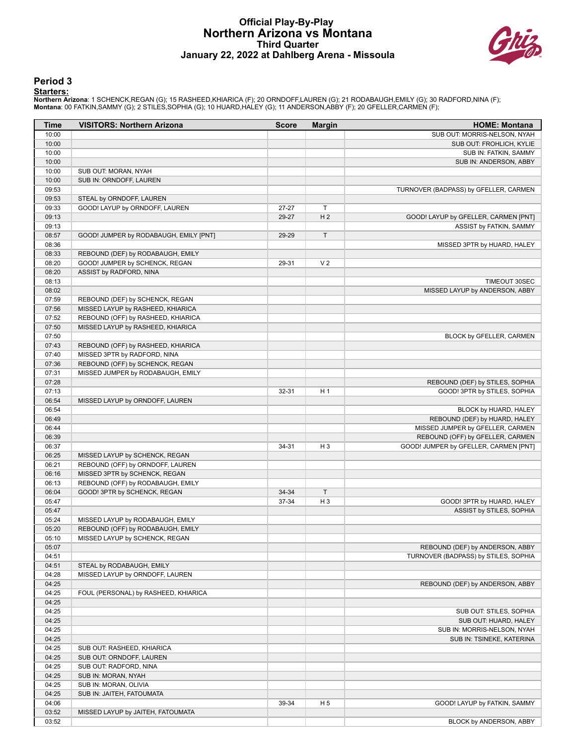# Official Play-By-Play
# Northern Arizona vs Montana
## Third Quarter
## January 22, 2022 at Dahlberg Arena - Missoula

### Period 3

**Starters:**

**Northern Arizona**: 1 SCHENCK,REGAN (G); 15 RASHEED,KHIARICA (F); 20 ORNDOFF,LAUREN (G); 21 RODABAUGH,EMILY (G); 30 RADFORD,NINA (F);
**Montana**: 00 FATKIN,SAMMY (G); 2 STILES,SOPHIA (G); 10 HUARD,HALEY (G); 11 ANDERSON,ABBY (F); 20 GFELLER,CARMEN (F);

| Time | VISITORS: Northern Arizona | Score | Margin | HOME: Montana |
|---|---|---|---|---|
| 10:00 | | | | SUB OUT: MORRIS-NELSON, NYAH |
| 10:00 | | | | SUB OUT: FROHLICH, KYLIE |
| 10:00 | | | | SUB IN: FATKIN, SAMMY |
| 10:00 | | | | SUB IN: ANDERSON, ABBY |
| 10:00 | SUB OUT: MORAN, NYAH | | | |
| 10:00 | SUB IN: ORNDOFF, LAUREN | | | |
| 09:53 | | | | TURNOVER (BADPASS) by GFELLER, CARMEN |
| 09:53 | STEAL by ORNDOFF, LAUREN | | | |
| 09:33 | GOOD! LAYUP by ORNDOFF, LAUREN | 27-27 | T | |
| 09:13 | | 29-27 | H 2 | GOOD! LAYUP by GFELLER, CARMEN [PNT] |
| 09:13 | | | | ASSIST by FATKIN, SAMMY |
| 08:57 | GOOD! JUMPER by RODABAUGH, EMILY [PNT] | 29-29 | T | |
| 08:36 | | | | MISSED 3PTR by HUARD, HALEY |
| 08:33 | REBOUND (DEF) by RODABAUGH, EMILY | | | |
| 08:20 | GOOD! JUMPER by SCHENCK, REGAN | 29-31 | V 2 | |
| 08:20 | ASSIST by RADFORD, NINA | | | |
| 08:13 | | | | TIMEOUT 30SEC |
| 08:02 | | | | MISSED LAYUP by ANDERSON, ABBY |
| 07:59 | REBOUND (DEF) by SCHENCK, REGAN | | | |
| 07:56 | MISSED LAYUP by RASHEED, KHIARICA | | | |
| 07:52 | REBOUND (OFF) by RASHEED, KHIARICA | | | |
| 07:50 | MISSED LAYUP by RASHEED, KHIARICA | | | |
| 07:50 | | | | BLOCK by GFELLER, CARMEN |
| 07:43 | REBOUND (OFF) by RASHEED, KHIARICA | | | |
| 07:40 | MISSED 3PTR by RADFORD, NINA | | | |
| 07:36 | REBOUND (OFF) by SCHENCK, REGAN | | | |
| 07:31 | MISSED JUMPER by RODABAUGH, EMILY | | | |
| 07:28 | | | | REBOUND (DEF) by STILES, SOPHIA |
| 07:13 | | 32-31 | H 1 | GOOD! 3PTR by STILES, SOPHIA |
| 06:54 | MISSED LAYUP by ORNDOFF, LAUREN | | | |
| 06:54 | | | | BLOCK by HUARD, HALEY |
| 06:49 | | | | REBOUND (DEF) by HUARD, HALEY |
| 06:44 | | | | MISSED JUMPER by GFELLER, CARMEN |
| 06:39 | | | | REBOUND (OFF) by GFELLER, CARMEN |
| 06:37 | | 34-31 | H 3 | GOOD! JUMPER by GFELLER, CARMEN [PNT] |
| 06:25 | MISSED LAYUP by SCHENCK, REGAN | | | |
| 06:21 | REBOUND (OFF) by ORNDOFF, LAUREN | | | |
| 06:16 | MISSED 3PTR by SCHENCK, REGAN | | | |
| 06:13 | REBOUND (OFF) by RODABAUGH, EMILY | | | |
| 06:04 | GOOD! 3PTR by SCHENCK, REGAN | 34-34 | T | |
| 05:47 | | 37-34 | H 3 | GOOD! 3PTR by HUARD, HALEY |
| 05:47 | | | | ASSIST by STILES, SOPHIA |
| 05:24 | MISSED LAYUP by RODABAUGH, EMILY | | | |
| 05:20 | REBOUND (OFF) by RODABAUGH, EMILY | | | |
| 05:10 | MISSED LAYUP by SCHENCK, REGAN | | | |
| 05:07 | | | | REBOUND (DEF) by ANDERSON, ABBY |
| 04:51 | | | | TURNOVER (BADPASS) by STILES, SOPHIA |
| 04:51 | STEAL by RODABAUGH, EMILY | | | |
| 04:28 | MISSED LAYUP by ORNDOFF, LAUREN | | | |
| 04:25 | | | | REBOUND (DEF) by ANDERSON, ABBY |
| 04:25 | FOUL (PERSONAL) by RASHEED, KHIARICA | | | |
| 04:25 | | | | |
| 04:25 | | | | SUB OUT: STILES, SOPHIA |
| 04:25 | | | | SUB OUT: HUARD, HALEY |
| 04:25 | | | | SUB IN: MORRIS-NELSON, NYAH |
| 04:25 | | | | SUB IN: TSINEKE, KATERINA |
| 04:25 | SUB OUT: RASHEED, KHIARICA | | | |
| 04:25 | SUB OUT: ORNDOFF, LAUREN | | | |
| 04:25 | SUB OUT: RADFORD, NINA | | | |
| 04:25 | SUB IN: MORAN, NYAH | | | |
| 04:25 | SUB IN: MORAN, OLIVIA | | | |
| 04:25 | SUB IN: JAITEH, FATOUMATA | | | |
| 04:06 | | 39-34 | H 5 | GOOD! LAYUP by FATKIN, SAMMY |
| 03:52 | MISSED LAYUP by JAITEH, FATOUMATA | | | |
| 03:52 | | | | BLOCK by ANDERSON, ABBY |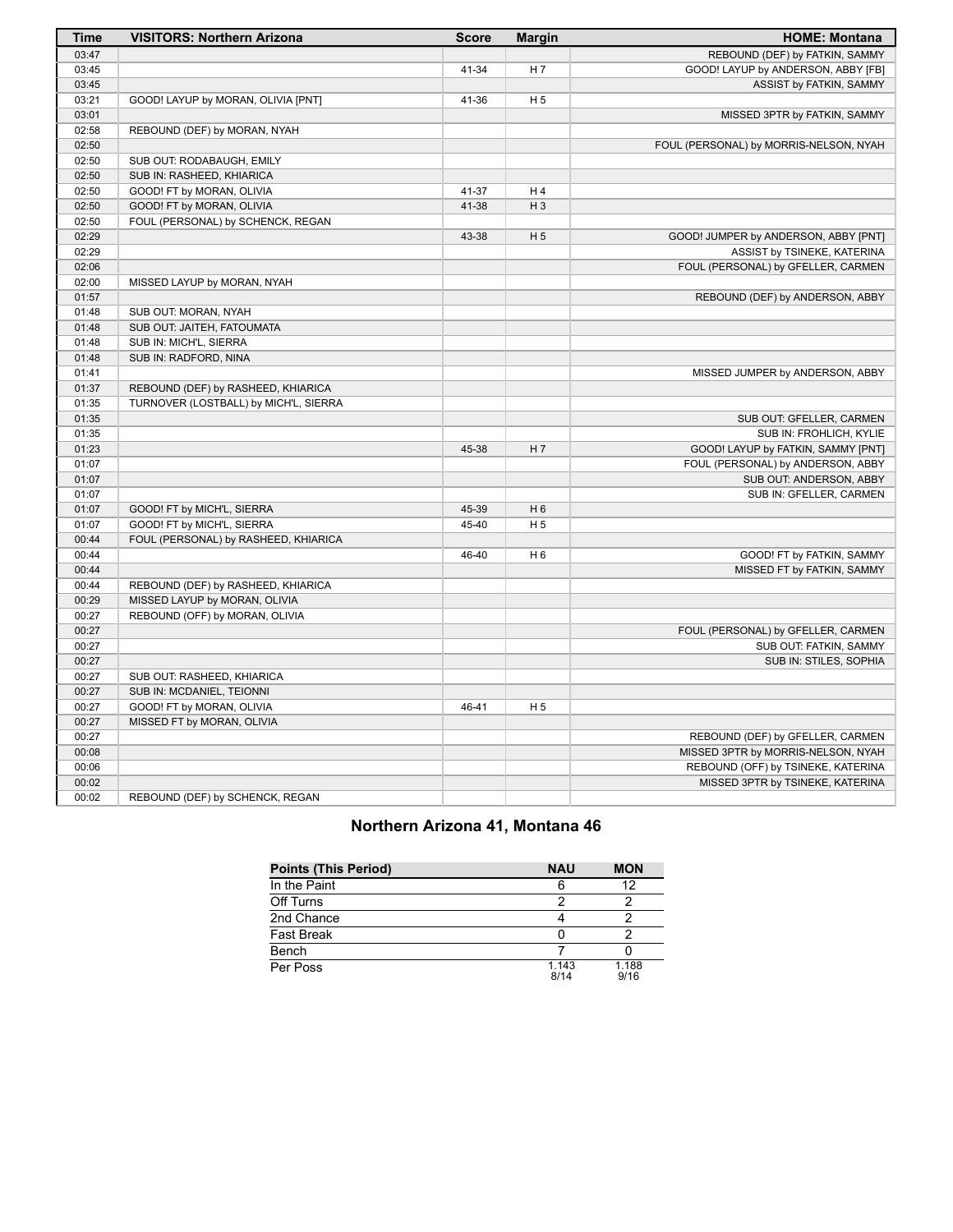| Time | VISITORS: Northern Arizona | Score | Margin | HOME: Montana |
| --- | --- | --- | --- | --- |
| 03:47 | | | | REBOUND (DEF) by FATKIN, SAMMY |
| 03:45 | | 41-34 | H 7 | GOOD! LAYUP by ANDERSON, ABBY [FB] |
| 03:45 | | | | ASSIST by FATKIN, SAMMY |
| 03:21 | GOOD! LAYUP by MORAN, OLIVIA [PNT] | 41-36 | H 5 | |
| 03:01 | | | | MISSED 3PTR by FATKIN, SAMMY |
| 02:58 | REBOUND (DEF) by MORAN, NYAH | | | |
| 02:50 | | | | FOUL (PERSONAL) by MORRIS-NELSON, NYAH |
| 02:50 | SUB OUT: RODABAUGH, EMILY | | | |
| 02:50 | SUB IN: RASHEED, KHIARICA | | | |
| 02:50 | GOOD! FT by MORAN, OLIVIA | 41-37 | H 4 | |
| 02:50 | GOOD! FT by MORAN, OLIVIA | 41-38 | H 3 | |
| 02:50 | FOUL (PERSONAL) by SCHENCK, REGAN | | | |
| 02:29 | | 43-38 | H 5 | GOOD! JUMPER by ANDERSON, ABBY [PNT] |
| 02:29 | | | | ASSIST by TSINEKE, KATERINA |
| 02:06 | | | | FOUL (PERSONAL) by GFELLER, CARMEN |
| 02:00 | MISSED LAYUP by MORAN, NYAH | | | |
| 01:57 | | | | REBOUND (DEF) by ANDERSON, ABBY |
| 01:48 | SUB OUT: MORAN, NYAH | | | |
| 01:48 | SUB OUT: JAITEH, FATOUMATA | | | |
| 01:48 | SUB IN: MICH'L, SIERRA | | | |
| 01:48 | SUB IN: RADFORD, NINA | | | |
| 01:41 | | | | MISSED JUMPER by ANDERSON, ABBY |
| 01:37 | REBOUND (DEF) by RASHEED, KHIARICA | | | |
| 01:35 | TURNOVER (LOSTBALL) by MICH'L, SIERRA | | | |
| 01:35 | | | | SUB OUT: GFELLER, CARMEN |
| 01:35 | | | | SUB IN: FROHLICH, KYLIE |
| 01:23 | | 45-38 | H 7 | GOOD! LAYUP by FATKIN, SAMMY [PNT] |
| 01:07 | | | | FOUL (PERSONAL) by ANDERSON, ABBY |
| 01:07 | | | | SUB OUT: ANDERSON, ABBY |
| 01:07 | | | | SUB IN: GFELLER, CARMEN |
| 01:07 | GOOD! FT by MICH'L, SIERRA | 45-39 | H 6 | |
| 01:07 | GOOD! FT by MICH'L, SIERRA | 45-40 | H 5 | |
| 00:44 | FOUL (PERSONAL) by RASHEED, KHIARICA | | | |
| 00:44 | | 46-40 | H 6 | GOOD! FT by FATKIN, SAMMY |
| 00:44 | | | | MISSED FT by FATKIN, SAMMY |
| 00:44 | REBOUND (DEF) by RASHEED, KHIARICA | | | |
| 00:29 | MISSED LAYUP by MORAN, OLIVIA | | | |
| 00:27 | REBOUND (OFF) by MORAN, OLIVIA | | | |
| 00:27 | | | | FOUL (PERSONAL) by GFELLER, CARMEN |
| 00:27 | | | | SUB OUT: FATKIN, SAMMY |
| 00:27 | | | | SUB IN: STILES, SOPHIA |
| 00:27 | SUB OUT: RASHEED, KHIARICA | | | |
| 00:27 | SUB IN: MCDANIEL, TEIONNI | | | |
| 00:27 | GOOD! FT by MORAN, OLIVIA | 46-41 | H 5 | |
| 00:27 | MISSED FT by MORAN, OLIVIA | | | |
| 00:27 | | | | REBOUND (DEF) by GFELLER, CARMEN |
| 00:08 | | | | MISSED 3PTR by MORRIS-NELSON, NYAH |
| 00:06 | | | | REBOUND (OFF) by TSINEKE, KATERINA |
| 00:02 | | | | MISSED 3PTR by TSINEKE, KATERINA |
| 00:02 | REBOUND (DEF) by SCHENCK, REGAN | | | |

## Northern Arizona 41, Montana 46

| Points (This Period) | NAU | MON |
| --- | --- | --- |
| In the Paint | 6 | 12 |
| Off Turns | 2 | 2 |
| 2nd Chance | 4 | 2 |
| Fast Break | 0 | 2 |
| Bench | 7 | 0 |
| Per Poss | 1.143 8/14 | 1.188 9/16 |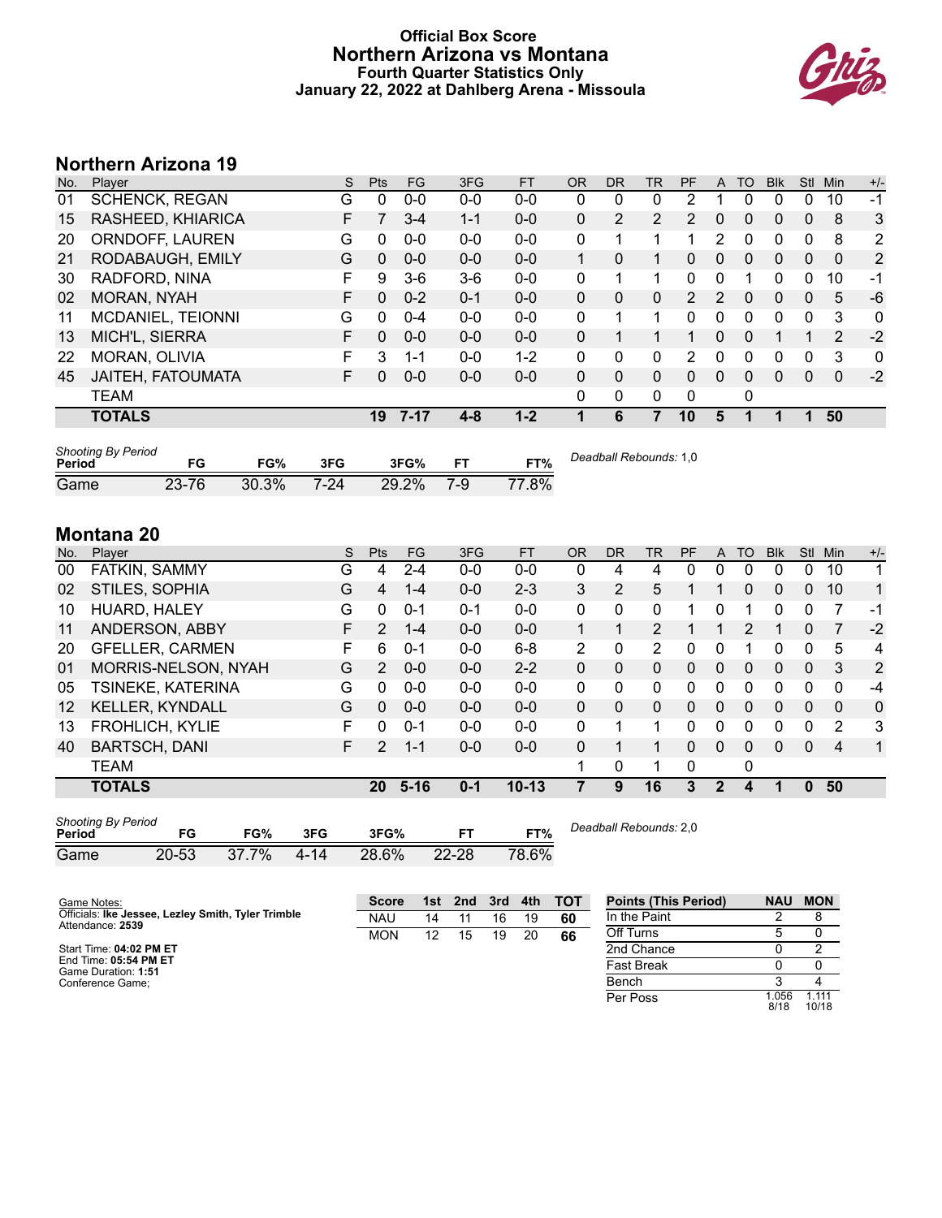# Official Box Score
## Northern Arizona vs Montana
### Fourth Quarter Statistics Only
### January 22, 2022 at Dahlberg Arena - Missoula

## Northern Arizona 19

| No. | Player | S | Pts | FG | 3FG | FT | OR | DR | TR | PF | A | TO | Blk | Stl | Min | +/- |
|---|---|---|---|---|---|---|---|---|---|---|---|---|---|---|---|---|
| 01 | SCHENCK, REGAN | G | 0 | 0-0 | 0-0 | 0-0 | 0 | 0 | 0 | 2 | 1 | 0 | 0 | 0 | 10 | -1 |
| 15 | RASHEED, KHIARICA | F | 7 | 3-4 | 1-1 | 0-0 | 0 | 2 | 2 | 2 | 0 | 0 | 0 | 0 | 8 | 3 |
| 20 | ORNDOFF, LAUREN | G | 0 | 0-0 | 0-0 | 0-0 | 0 | 1 | 1 | 1 | 2 | 0 | 0 | 0 | 8 | 2 |
| 21 | RODABAUGH, EMILY | G | 0 | 0-0 | 0-0 | 0-0 | 1 | 0 | 1 | 0 | 0 | 0 | 0 | 0 | 0 | 2 |
| 30 | RADFORD, NINA | F | 9 | 3-6 | 3-6 | 0-0 | 0 | 1 | 1 | 0 | 0 | 1 | 0 | 0 | 10 | -1 |
| 02 | MORAN, NYAH | F | 0 | 0-2 | 0-1 | 0-0 | 0 | 0 | 0 | 2 | 2 | 0 | 0 | 0 | 5 | -6 |
| 11 | MCDANIEL, TEIONNI | G | 0 | 0-4 | 0-0 | 0-0 | 0 | 1 | 1 | 0 | 0 | 0 | 0 | 0 | 3 | 0 |
| 13 | MICH'L, SIERRA | F | 0 | 0-0 | 0-0 | 0-0 | 0 | 1 | 1 | 1 | 0 | 0 | 1 | 1 | 2 | -2 |
| 22 | MORAN, OLIVIA | F | 3 | 1-1 | 0-0 | 1-2 | 0 | 0 | 0 | 2 | 0 | 0 | 0 | 0 | 3 | 0 |
| 45 | JAITEH, FATOUMATA | F | 0 | 0-0 | 0-0 | 0-0 | 0 | 0 | 0 | 0 | 0 | 0 | 0 | 0 | 0 | -2 |
| | TEAM | | | | | | 0 | 0 | 0 | 0 | | 0 | | | | |
| | **TOTALS** | | **19** | **7-17** | **4-8** | **1-2** | **1** | **6** | **7** | **10** | **5** | **1** | **1** | **1** | **50** | |

*Shooting By Period*

| Period | FG | FG% | 3FG | 3FG% | FT | FT% |
|---|---|---|---|---|---|---|
| Game | 23-76 | 30.3% | 7-24 | 29.2% | 7-9 | 77.8% |

*Deadball Rebounds:* 1,0

## Montana 20

| No. | Player | S | Pts | FG | 3FG | FT | OR | DR | TR | PF | A | TO | Blk | Stl | Min | +/- |
|---|---|---|---|---|---|---|---|---|---|---|---|---|---|---|---|---|
| 00 | FATKIN, SAMMY | G | 4 | 2-4 | 0-0 | 0-0 | 0 | 4 | 4 | 0 | 0 | 0 | 0 | 0 | 10 | 1 |
| 02 | STILES, SOPHIA | G | 4 | 1-4 | 0-0 | 2-3 | 3 | 2 | 5 | 1 | 1 | 0 | 0 | 0 | 10 | 1 |
| 10 | HUARD, HALEY | G | 0 | 0-1 | 0-1 | 0-0 | 0 | 0 | 0 | 1 | 0 | 1 | 0 | 0 | 7 | -1 |
| 11 | ANDERSON, ABBY | F | 2 | 1-4 | 0-0 | 0-0 | 1 | 1 | 2 | 1 | 1 | 2 | 1 | 0 | 7 | -2 |
| 20 | GFELLER, CARMEN | F | 6 | 0-1 | 0-0 | 6-8 | 2 | 0 | 2 | 0 | 0 | 1 | 0 | 0 | 5 | 4 |
| 01 | MORRIS-NELSON, NYAH | G | 2 | 0-0 | 0-0 | 2-2 | 0 | 0 | 0 | 0 | 0 | 0 | 0 | 0 | 3 | 2 |
| 05 | TSINEKE, KATERINA | G | 0 | 0-0 | 0-0 | 0-0 | 0 | 0 | 0 | 0 | 0 | 0 | 0 | 0 | 0 | -4 |
| 12 | KELLER, KYNDALL | G | 0 | 0-0 | 0-0 | 0-0 | 0 | 0 | 0 | 0 | 0 | 0 | 0 | 0 | 0 | 0 |
| 13 | FROHLICH, KYLIE | F | 0 | 0-1 | 0-0 | 0-0 | 0 | 1 | 1 | 0 | 0 | 0 | 0 | 0 | 2 | 3 |
| 40 | BARTSCH, DANI | F | 2 | 1-1 | 0-0 | 0-0 | 0 | 1 | 1 | 0 | 0 | 0 | 0 | 0 | 4 | 1 |
| | TEAM | | | | | | 1 | 0 | 1 | 0 | | 0 | | | | |
| | **TOTALS** | | **20** | **5-16** | **0-1** | **10-13** | **7** | **9** | **16** | **3** | **2** | **4** | **1** | **0** | **50** | |

*Shooting By Period*

| Period | FG | FG% | 3FG | 3FG% | FT | FT% |
|---|---|---|---|---|---|---|
| Game | 20-53 | 37.7% | 4-14 | 28.6% | 22-28 | 78.6% |

*Deadball Rebounds:* 2,0

Game Notes:
Officials: **Ike Jessee, Lezley Smith, Tyler Trimble**
Attendance: **2539**

Start Time: **04:02 PM ET**
End Time: **05:54 PM ET**
Game Duration: **1:51**
Conference Game;

| Score | 1st | 2nd | 3rd | 4th | TOT |
|---|---|---|---|---|---|
| NAU | 14 | 11 | 16 | 19 | **60** |
| MON | 12 | 15 | 19 | 20 | **66** |

| Points (This Period) | NAU | MON |
|---|---|---|
| In the Paint | 2 | 8 |
| Off Turns | 5 | 0 |
| 2nd Chance | 0 | 2 |
| Fast Break | 0 | 0 |
| Bench | 3 | 4 |
| Per Poss | 1.056 8/18 | 1.111 10/18 |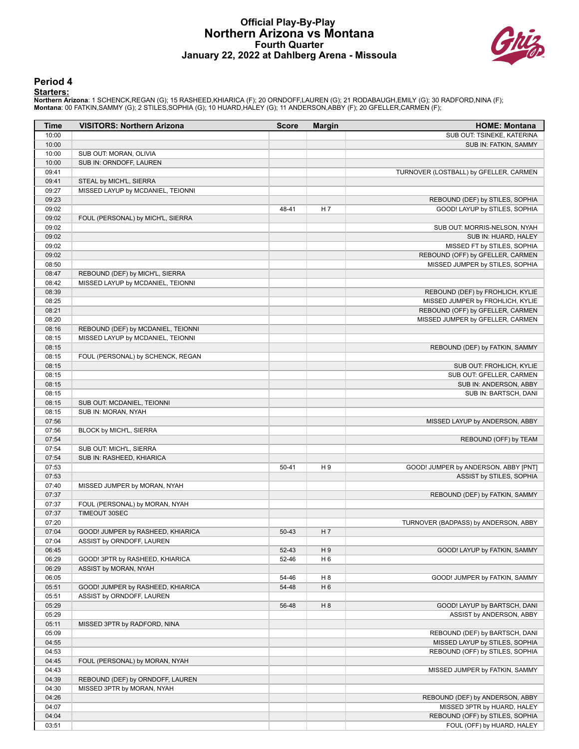# Official Play-By-Play
# Northern Arizona vs Montana
## Fourth Quarter
## January 22, 2022 at Dahlberg Arena - Missoula

### Period 4

**Starters:**

**Northern Arizona**: 1 SCHENCK,REGAN (G); 15 RASHEED,KHIARICA (F); 20 ORNDOFF,LAUREN (G); 21 RODABAUGH,EMILY (G); 30 RADFORD,NINA (F);
**Montana**: 00 FATKIN,SAMMY (G); 2 STILES,SOPHIA (G); 10 HUARD,HALEY (G); 11 ANDERSON,ABBY (F); 20 GFELLER,CARMEN (F);

| Time | VISITORS: Northern Arizona | Score | Margin | HOME: Montana |
|---|---|---|---|---|
| 10:00 | | | | SUB OUT: TSINEKE, KATERINA |
| 10:00 | | | | SUB IN: FATKIN, SAMMY |
| 10:00 | SUB OUT: MORAN, OLIVIA | | | |
| 10:00 | SUB IN: ORNDOFF, LAUREN | | | |
| 09:41 | | | | TURNOVER (LOSTBALL) by GFELLER, CARMEN |
| 09:41 | STEAL by MICH'L, SIERRA | | | |
| 09:27 | MISSED LAYUP by MCDANIEL, TEIONNI | | | |
| 09:23 | | | | REBOUND (DEF) by STILES, SOPHIA |
| 09:02 | | 48-41 | H 7 | GOOD! LAYUP by STILES, SOPHIA |
| 09:02 | FOUL (PERSONAL) by MICH'L, SIERRA | | | |
| 09:02 | | | | SUB OUT: MORRIS-NELSON, NYAH |
| 09:02 | | | | SUB IN: HUARD, HALEY |
| 09:02 | | | | MISSED FT by STILES, SOPHIA |
| 09:02 | | | | REBOUND (OFF) by GFELLER, CARMEN |
| 08:50 | | | | MISSED JUMPER by STILES, SOPHIA |
| 08:47 | REBOUND (DEF) by MICH'L, SIERRA | | | |
| 08:42 | MISSED LAYUP by MCDANIEL, TEIONNI | | | |
| 08:39 | | | | REBOUND (DEF) by FROHLICH, KYLIE |
| 08:25 | | | | MISSED JUMPER by FROHLICH, KYLIE |
| 08:21 | | | | REBOUND (OFF) by GFELLER, CARMEN |
| 08:20 | | | | MISSED JUMPER by GFELLER, CARMEN |
| 08:16 | REBOUND (DEF) by MCDANIEL, TEIONNI | | | |
| 08:15 | MISSED LAYUP by MCDANIEL, TEIONNI | | | |
| 08:15 | | | | REBOUND (DEF) by FATKIN, SAMMY |
| 08:15 | FOUL (PERSONAL) by SCHENCK, REGAN | | | |
| 08:15 | | | | SUB OUT: FROHLICH, KYLIE |
| 08:15 | | | | SUB OUT: GFELLER, CARMEN |
| 08:15 | | | | SUB IN: ANDERSON, ABBY |
| 08:15 | | | | SUB IN: BARTSCH, DANI |
| 08:15 | SUB OUT: MCDANIEL, TEIONNI | | | |
| 08:15 | SUB IN: MORAN, NYAH | | | |
| 07:56 | | | | MISSED LAYUP by ANDERSON, ABBY |
| 07:56 | BLOCK by MICH'L, SIERRA | | | |
| 07:54 | | | | REBOUND (OFF) by TEAM |
| 07:54 | SUB OUT: MICH'L, SIERRA | | | |
| 07:54 | SUB IN: RASHEED, KHIARICA | | | |
| 07:53 | | 50-41 | H 9 | GOOD! JUMPER by ANDERSON, ABBY [PNT] |
| 07:53 | | | | ASSIST by STILES, SOPHIA |
| 07:40 | MISSED JUMPER by MORAN, NYAH | | | |
| 07:37 | | | | REBOUND (DEF) by FATKIN, SAMMY |
| 07:37 | FOUL (PERSONAL) by MORAN, NYAH | | | |
| 07:37 | TIMEOUT 30SEC | | | |
| 07:20 | | | | TURNOVER (BADPASS) by ANDERSON, ABBY |
| 07:04 | GOOD! JUMPER by RASHEED, KHIARICA | 50-43 | H 7 | |
| 07:04 | ASSIST by ORNDOFF, LAUREN | | | |
| 06:45 | | 52-43 | H 9 | GOOD! LAYUP by FATKIN, SAMMY |
| 06:29 | GOOD! 3PTR by RASHEED, KHIARICA | 52-46 | H 6 | |
| 06:29 | ASSIST by MORAN, NYAH | | | |
| 06:05 | | 54-46 | H 8 | GOOD! JUMPER by FATKIN, SAMMY |
| 05:51 | GOOD! JUMPER by RASHEED, KHIARICA | 54-48 | H 6 | |
| 05:51 | ASSIST by ORNDOFF, LAUREN | | | |
| 05:29 | | 56-48 | H 8 | GOOD! LAYUP by BARTSCH, DANI |
| 05:29 | | | | ASSIST by ANDERSON, ABBY |
| 05:11 | MISSED 3PTR by RADFORD, NINA | | | |
| 05:09 | | | | REBOUND (DEF) by BARTSCH, DANI |
| 04:55 | | | | MISSED LAYUP by STILES, SOPHIA |
| 04:53 | | | | REBOUND (OFF) by STILES, SOPHIA |
| 04:45 | FOUL (PERSONAL) by MORAN, NYAH | | | |
| 04:43 | | | | MISSED JUMPER by FATKIN, SAMMY |
| 04:39 | REBOUND (DEF) by ORNDOFF, LAUREN | | | |
| 04:30 | MISSED 3PTR by MORAN, NYAH | | | |
| 04:26 | | | | REBOUND (DEF) by ANDERSON, ABBY |
| 04:07 | | | | MISSED 3PTR by HUARD, HALEY |
| 04:04 | | | | REBOUND (OFF) by STILES, SOPHIA |
| 03:51 | | | | FOUL (OFF) by HUARD, HALEY |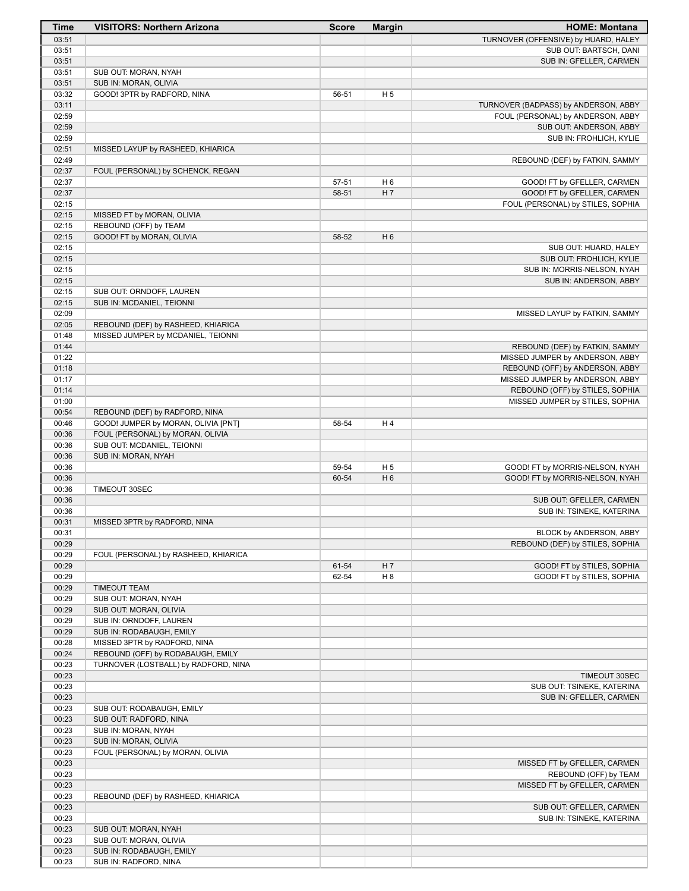| Time | VISITORS: Northern Arizona | Score | Margin | HOME: Montana |
|---|---|---|---|---|
| 03:51 | | | | TURNOVER (OFFENSIVE) by HUARD, HALEY |
| 03:51 | | | | SUB OUT: BARTSCH, DANI |
| 03:51 | | | | SUB IN: GFELLER, CARMEN |
| 03:51 | SUB OUT: MORAN, NYAH | | | |
| 03:51 | SUB IN: MORAN, OLIVIA | | | |
| 03:32 | GOOD! 3PTR by RADFORD, NINA | 56-51 | H 5 | |
| 03:11 | | | | TURNOVER (BADPASS) by ANDERSON, ABBY |
| 02:59 | | | | FOUL (PERSONAL) by ANDERSON, ABBY |
| 02:59 | | | | SUB OUT: ANDERSON, ABBY |
| 02:59 | | | | SUB IN: FROHLICH, KYLIE |
| 02:51 | MISSED LAYUP by RASHEED, KHIARICA | | | |
| 02:49 | | | | REBOUND (DEF) by FATKIN, SAMMY |
| 02:37 | FOUL (PERSONAL) by SCHENCK, REGAN | | | |
| 02:37 | | 57-51 | H 6 | GOOD! FT by GFELLER, CARMEN |
| 02:37 | | 58-51 | H 7 | GOOD! FT by GFELLER, CARMEN |
| 02:15 | | | | FOUL (PERSONAL) by STILES, SOPHIA |
| 02:15 | MISSED FT by MORAN, OLIVIA | | | |
| 02:15 | REBOUND (OFF) by TEAM | | | |
| 02:15 | GOOD! FT by MORAN, OLIVIA | 58-52 | H 6 | |
| 02:15 | | | | SUB OUT: HUARD, HALEY |
| 02:15 | | | | SUB OUT: FROHLICH, KYLIE |
| 02:15 | | | | SUB IN: MORRIS-NELSON, NYAH |
| 02:15 | | | | SUB IN: ANDERSON, ABBY |
| 02:15 | SUB OUT: ORNDOFF, LAUREN | | | |
| 02:15 | SUB IN: MCDANIEL, TEIONNI | | | |
| 02:09 | | | | MISSED LAYUP by FATKIN, SAMMY |
| 02:05 | REBOUND (DEF) by RASHEED, KHIARICA | | | |
| 01:48 | MISSED JUMPER by MCDANIEL, TEIONNI | | | |
| 01:44 | | | | REBOUND (DEF) by FATKIN, SAMMY |
| 01:22 | | | | MISSED JUMPER by ANDERSON, ABBY |
| 01:18 | | | | REBOUND (OFF) by ANDERSON, ABBY |
| 01:17 | | | | MISSED JUMPER by ANDERSON, ABBY |
| 01:14 | | | | REBOUND (OFF) by STILES, SOPHIA |
| 01:00 | | | | MISSED JUMPER by STILES, SOPHIA |
| 00:54 | REBOUND (DEF) by RADFORD, NINA | | | |
| 00:46 | GOOD! JUMPER by MORAN, OLIVIA [PNT] | 58-54 | H 4 | |
| 00:36 | FOUL (PERSONAL) by MORAN, OLIVIA | | | |
| 00:36 | SUB OUT: MCDANIEL, TEIONNI | | | |
| 00:36 | SUB IN: MORAN, NYAH | | | |
| 00:36 | | 59-54 | H 5 | GOOD! FT by MORRIS-NELSON, NYAH |
| 00:36 | | 60-54 | H 6 | GOOD! FT by MORRIS-NELSON, NYAH |
| 00:36 | TIMEOUT 30SEC | | | |
| 00:36 | | | | SUB OUT: GFELLER, CARMEN |
| 00:36 | | | | SUB IN: TSINEKE, KATERINA |
| 00:31 | MISSED 3PTR by RADFORD, NINA | | | |
| 00:31 | | | | BLOCK by ANDERSON, ABBY |
| 00:29 | | | | REBOUND (DEF) by STILES, SOPHIA |
| 00:29 | FOUL (PERSONAL) by RASHEED, KHIARICA | | | |
| 00:29 | | 61-54 | H 7 | GOOD! FT by STILES, SOPHIA |
| 00:29 | | 62-54 | H 8 | GOOD! FT by STILES, SOPHIA |
| 00:29 | TIMEOUT TEAM | | | |
| 00:29 | SUB OUT: MORAN, NYAH | | | |
| 00:29 | SUB OUT: MORAN, OLIVIA | | | |
| 00:29 | SUB IN: ORNDOFF, LAUREN | | | |
| 00:29 | SUB IN: RODABAUGH, EMILY | | | |
| 00:28 | MISSED 3PTR by RADFORD, NINA | | | |
| 00:24 | REBOUND (OFF) by RODABAUGH, EMILY | | | |
| 00:23 | TURNOVER (LOSTBALL) by RADFORD, NINA | | | |
| 00:23 | | | | TIMEOUT 30SEC |
| 00:23 | | | | SUB OUT: TSINEKE, KATERINA |
| 00:23 | | | | SUB IN: GFELLER, CARMEN |
| 00:23 | SUB OUT: RODABAUGH, EMILY | | | |
| 00:23 | SUB OUT: RADFORD, NINA | | | |
| 00:23 | SUB IN: MORAN, NYAH | | | |
| 00:23 | SUB IN: MORAN, OLIVIA | | | |
| 00:23 | FOUL (PERSONAL) by MORAN, OLIVIA | | | |
| 00:23 | | | | MISSED FT by GFELLER, CARMEN |
| 00:23 | | | | REBOUND (OFF) by TEAM |
| 00:23 | | | | MISSED FT by GFELLER, CARMEN |
| 00:23 | REBOUND (DEF) by RASHEED, KHIARICA | | | |
| 00:23 | | | | SUB OUT: GFELLER, CARMEN |
| 00:23 | | | | SUB IN: TSINEKE, KATERINA |
| 00:23 | SUB OUT: MORAN, NYAH | | | |
| 00:23 | SUB OUT: MORAN, OLIVIA | | | |
| 00:23 | SUB IN: RODABAUGH, EMILY | | | |
| 00:23 | SUB IN: RADFORD, NINA | | | |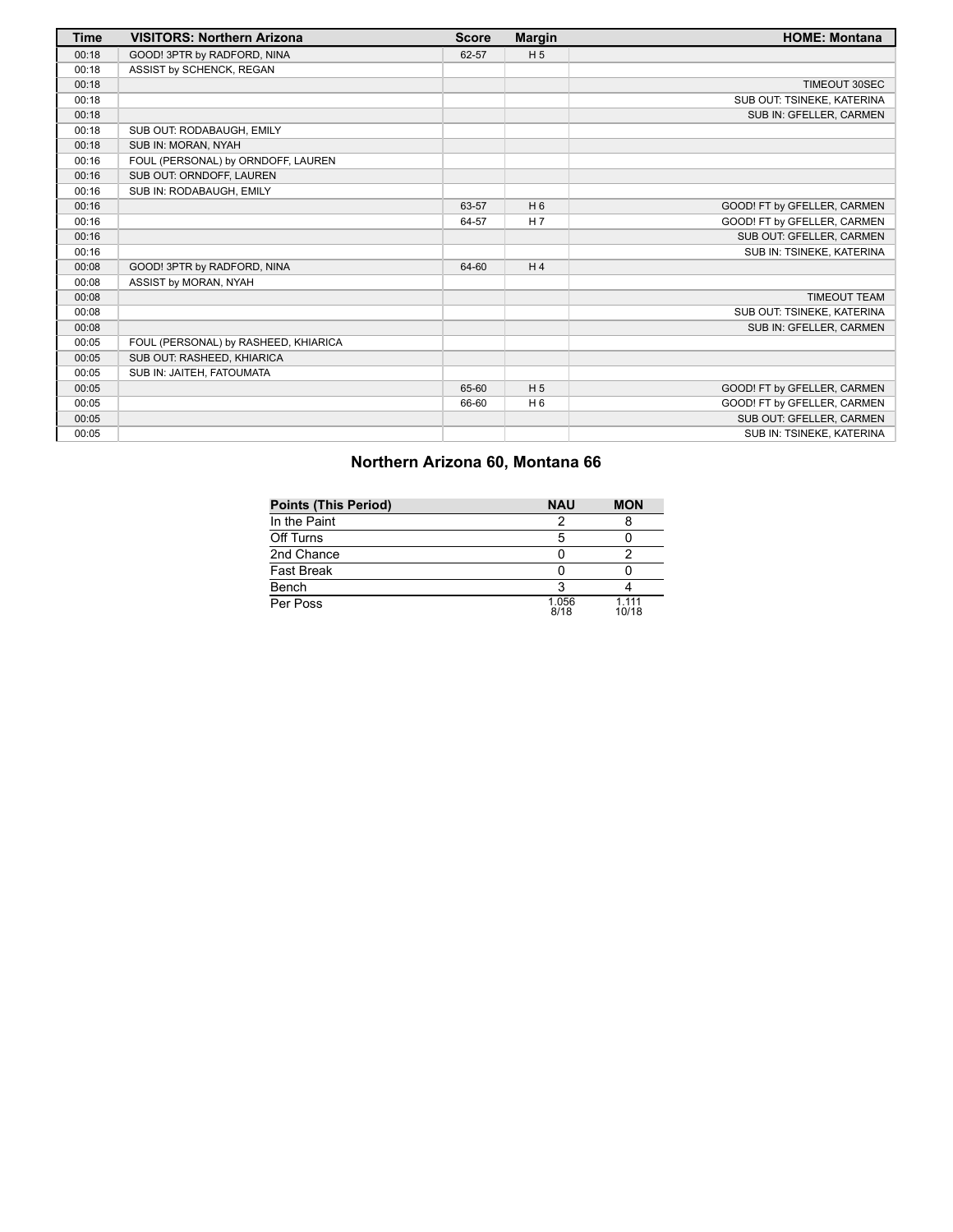| Time | VISITORS: Northern Arizona | Score | Margin | HOME: Montana |
| --- | --- | --- | --- | --- |
| 00:18 | GOOD! 3PTR by RADFORD, NINA | 62-57 | H 5 | |
| 00:18 | ASSIST by SCHENCK, REGAN | | | |
| 00:18 | | | | TIMEOUT 30SEC |
| 00:18 | | | | SUB OUT: TSINEKE, KATERINA |
| 00:18 | | | | SUB IN: GFELLER, CARMEN |
| 00:18 | SUB OUT: RODABAUGH, EMILY | | | |
| 00:18 | SUB IN: MORAN, NYAH | | | |
| 00:16 | FOUL (PERSONAL) by ORNDOFF, LAUREN | | | |
| 00:16 | SUB OUT: ORNDOFF, LAUREN | | | |
| 00:16 | SUB IN: RODABAUGH, EMILY | | | |
| 00:16 | | 63-57 | H 6 | GOOD! FT by GFELLER, CARMEN |
| 00:16 | | 64-57 | H 7 | GOOD! FT by GFELLER, CARMEN |
| 00:16 | | | | SUB OUT: GFELLER, CARMEN |
| 00:16 | | | | SUB IN: TSINEKE, KATERINA |
| 00:08 | GOOD! 3PTR by RADFORD, NINA | 64-60 | H 4 | |
| 00:08 | ASSIST by MORAN, NYAH | | | |
| 00:08 | | | | TIMEOUT TEAM |
| 00:08 | | | | SUB OUT: TSINEKE, KATERINA |
| 00:08 | | | | SUB IN: GFELLER, CARMEN |
| 00:05 | FOUL (PERSONAL) by RASHEED, KHIARICA | | | |
| 00:05 | SUB OUT: RASHEED, KHIARICA | | | |
| 00:05 | SUB IN: JAITEH, FATOUMATA | | | |
| 00:05 | | 65-60 | H 5 | GOOD! FT by GFELLER, CARMEN |
| 00:05 | | 66-60 | H 6 | GOOD! FT by GFELLER, CARMEN |
| 00:05 | | | | SUB OUT: GFELLER, CARMEN |
| 00:05 | | | | SUB IN: TSINEKE, KATERINA |

## Northern Arizona 60, Montana 66

| Points (This Period) | NAU | MON |
| --- | --- | --- |
| In the Paint | 2 | 8 |
| Off Turns | 5 | 0 |
| 2nd Chance | 0 | 2 |
| Fast Break | 0 | 0 |
| Bench | 3 | 4 |
| Per Poss | 1.056 8/18 | 1.111 10/18 |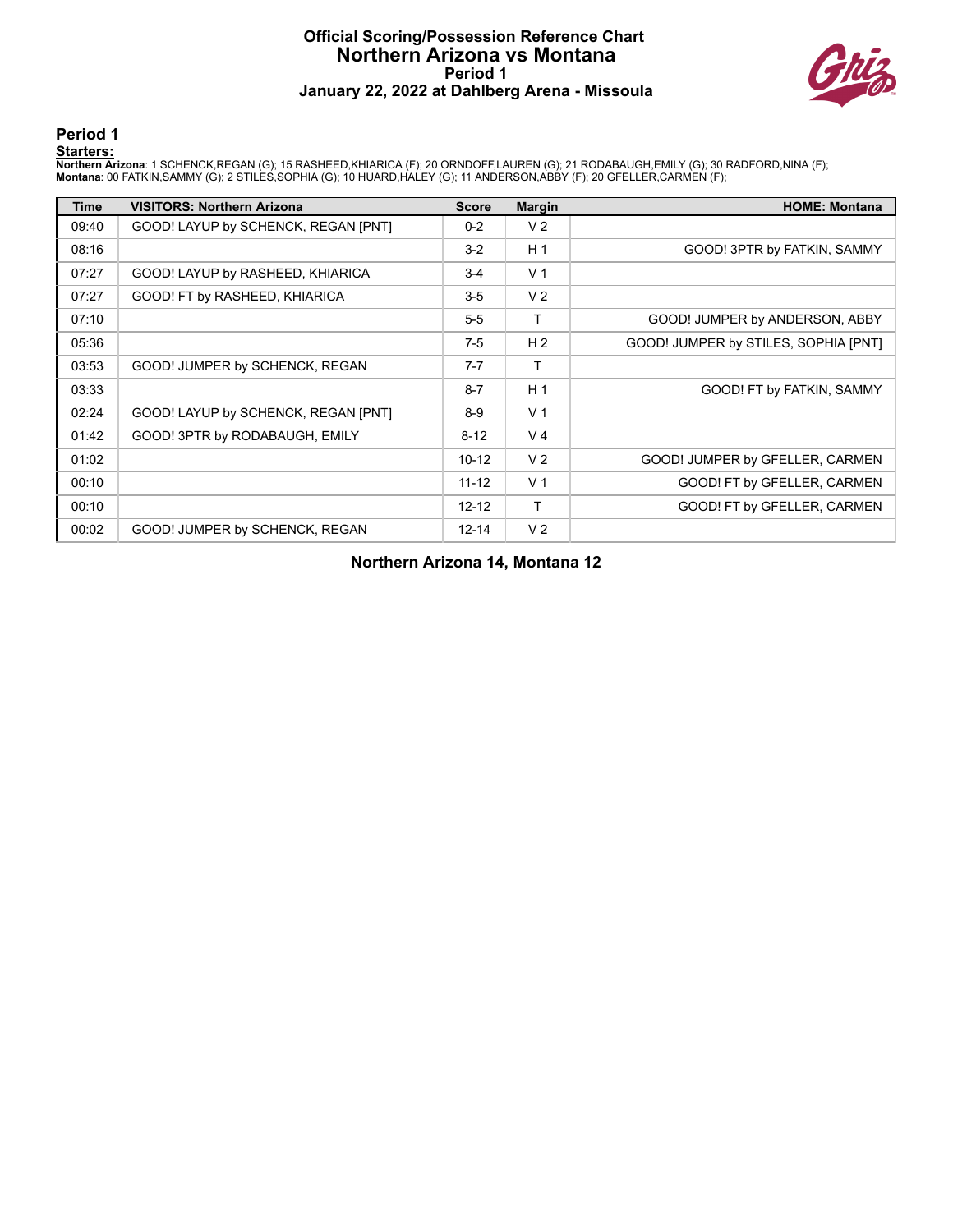# Official Scoring/Possession Reference Chart
## Northern Arizona vs Montana
### Period 1
### January 22, 2022 at Dahlberg Arena - Missoula

## Period 1

**Starters:**

**Northern Arizona**: 1 SCHENCK,REGAN (G); 15 RASHEED,KHIARICA (F); 20 ORNDOFF,LAUREN (G); 21 RODABAUGH,EMILY (G); 30 RADFORD,NINA (F);
**Montana**: 00 FATKIN,SAMMY (G); 2 STILES,SOPHIA (G); 10 HUARD,HALEY (G); 11 ANDERSON,ABBY (F); 20 GFELLER,CARMEN (F);

| Time | VISITORS: Northern Arizona | Score | Margin | HOME: Montana |
|---|---|---|---|---|
| 09:40 | GOOD! LAYUP by SCHENCK, REGAN [PNT] | 0-2 | V 2 | |
| 08:16 | | 3-2 | H 1 | GOOD! 3PTR by FATKIN, SAMMY |
| 07:27 | GOOD! LAYUP by RASHEED, KHIARICA | 3-4 | V 1 | |
| 07:27 | GOOD! FT by RASHEED, KHIARICA | 3-5 | V 2 | |
| 07:10 | | 5-5 | T | GOOD! JUMPER by ANDERSON, ABBY |
| 05:36 | | 7-5 | H 2 | GOOD! JUMPER by STILES, SOPHIA [PNT] |
| 03:53 | GOOD! JUMPER by SCHENCK, REGAN | 7-7 | T | |
| 03:33 | | 8-7 | H 1 | GOOD! FT by FATKIN, SAMMY |
| 02:24 | GOOD! LAYUP by SCHENCK, REGAN [PNT] | 8-9 | V 1 | |
| 01:42 | GOOD! 3PTR by RODABAUGH, EMILY | 8-12 | V 4 | |
| 01:02 | | 10-12 | V 2 | GOOD! JUMPER by GFELLER, CARMEN |
| 00:10 | | 11-12 | V 1 | GOOD! FT by GFELLER, CARMEN |
| 00:10 | | 12-12 | T | GOOD! FT by GFELLER, CARMEN |
| 00:02 | GOOD! JUMPER by SCHENCK, REGAN | 12-14 | V 2 | |

**Northern Arizona 14, Montana 12**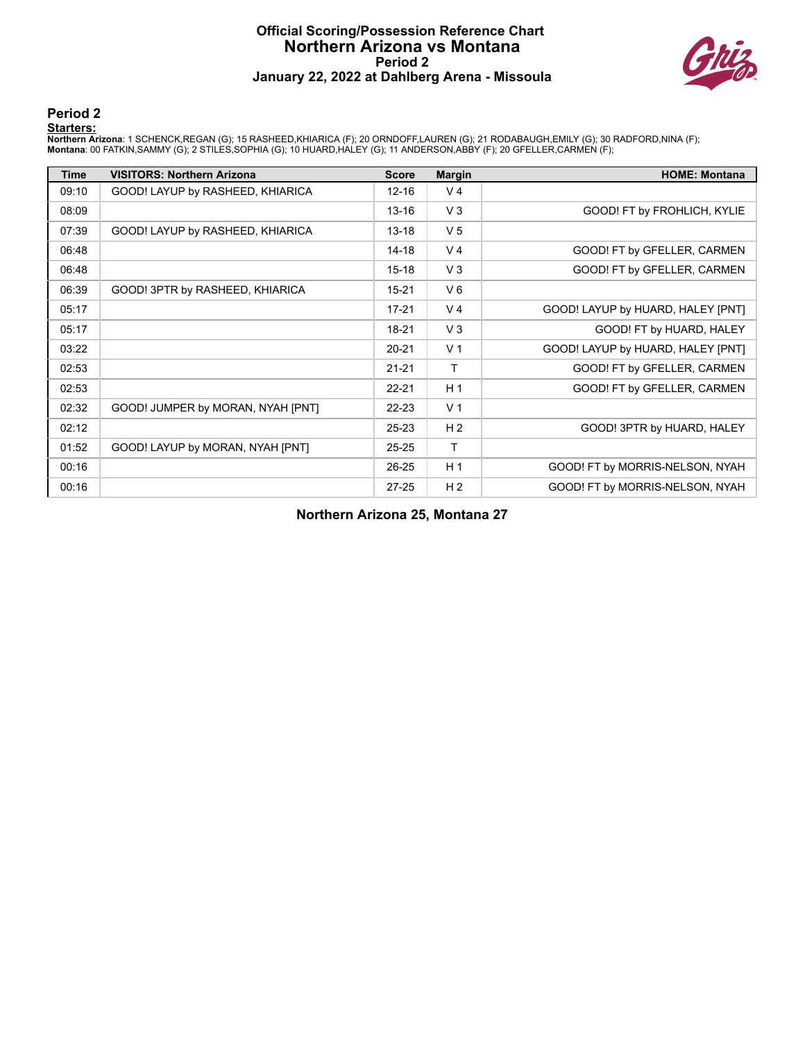# Official Scoring/Possession Reference Chart
## Northern Arizona vs Montana
### Period 2
### January 22, 2022 at Dahlberg Arena - Missoula

## Period 2

**Starters:**

**Northern Arizona**: 1 SCHENCK,REGAN (G); 15 RASHEED,KHIARICA (F); 20 ORNDOFF,LAUREN (G); 21 RODABAUGH,EMILY (G); 30 RADFORD,NINA (F);
**Montana**: 00 FATKIN,SAMMY (G); 2 STILES,SOPHIA (G); 10 HUARD,HALEY (G); 11 ANDERSON,ABBY (F); 20 GFELLER,CARMEN (F);

| Time | VISITORS: Northern Arizona | Score | Margin | HOME: Montana |
|---|---|---|---|---|
| 09:10 | GOOD! LAYUP by RASHEED, KHIARICA | 12-16 | V 4 | |
| 08:09 | | 13-16 | V 3 | GOOD! FT by FROHLICH, KYLIE |
| 07:39 | GOOD! LAYUP by RASHEED, KHIARICA | 13-18 | V 5 | |
| 06:48 | | 14-18 | V 4 | GOOD! FT by GFELLER, CARMEN |
| 06:48 | | 15-18 | V 3 | GOOD! FT by GFELLER, CARMEN |
| 06:39 | GOOD! 3PTR by RASHEED, KHIARICA | 15-21 | V 6 | |
| 05:17 | | 17-21 | V 4 | GOOD! LAYUP by HUARD, HALEY [PNT] |
| 05:17 | | 18-21 | V 3 | GOOD! FT by HUARD, HALEY |
| 03:22 | | 20-21 | V 1 | GOOD! LAYUP by HUARD, HALEY [PNT] |
| 02:53 | | 21-21 | T | GOOD! FT by GFELLER, CARMEN |
| 02:53 | | 22-21 | H 1 | GOOD! FT by GFELLER, CARMEN |
| 02:32 | GOOD! JUMPER by MORAN, NYAH [PNT] | 22-23 | V 1 | |
| 02:12 | | 25-23 | H 2 | GOOD! 3PTR by HUARD, HALEY |
| 01:52 | GOOD! LAYUP by MORAN, NYAH [PNT] | 25-25 | T | |
| 00:16 | | 26-25 | H 1 | GOOD! FT by MORRIS-NELSON, NYAH |
| 00:16 | | 27-25 | H 2 | GOOD! FT by MORRIS-NELSON, NYAH |

**Northern Arizona 25, Montana 27**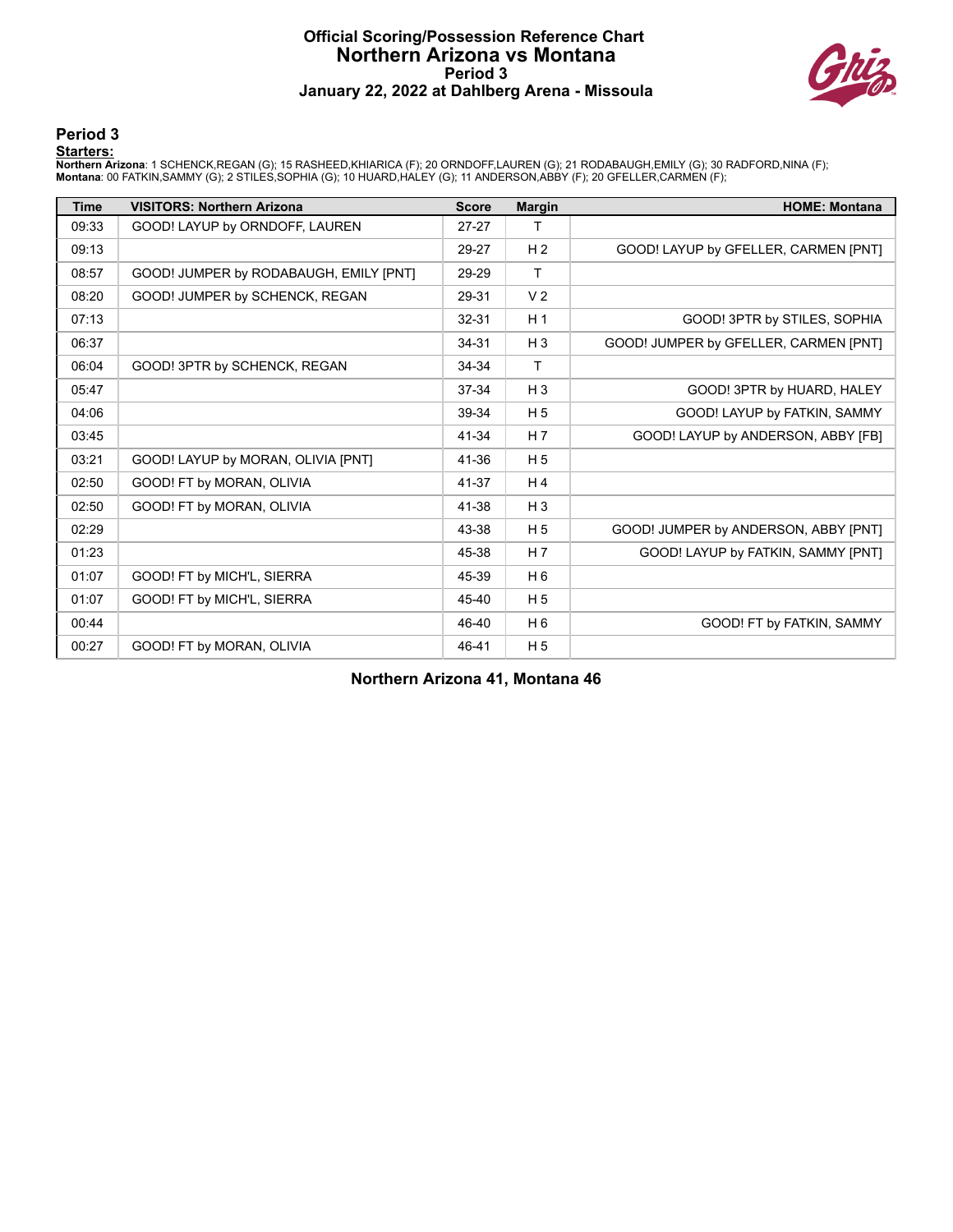# Official Scoring/Possession Reference Chart
# Northern Arizona vs Montana
## Period 3
## January 22, 2022 at Dahlberg Arena - Missoula

### Period 3

**Starters:**

**Northern Arizona**: 1 SCHENCK,REGAN (G); 15 RASHEED,KHIARICA (F); 20 ORNDOFF,LAUREN (G); 21 RODABAUGH,EMILY (G); 30 RADFORD,NINA (F);
**Montana**: 00 FATKIN,SAMMY (G); 2 STILES,SOPHIA (G); 10 HUARD,HALEY (G); 11 ANDERSON,ABBY (F); 20 GFELLER,CARMEN (F);

| Time | VISITORS: Northern Arizona | Score | Margin | HOME: Montana |
|---|---|---|---|---|
| 09:33 | GOOD! LAYUP by ORNDOFF, LAUREN | 27-27 | T | |
| 09:13 | | 29-27 | H 2 | GOOD! LAYUP by GFELLER, CARMEN [PNT] |
| 08:57 | GOOD! JUMPER by RODABAUGH, EMILY [PNT] | 29-29 | T | |
| 08:20 | GOOD! JUMPER by SCHENCK, REGAN | 29-31 | V 2 | |
| 07:13 | | 32-31 | H 1 | GOOD! 3PTR by STILES, SOPHIA |
| 06:37 | | 34-31 | H 3 | GOOD! JUMPER by GFELLER, CARMEN [PNT] |
| 06:04 | GOOD! 3PTR by SCHENCK, REGAN | 34-34 | T | |
| 05:47 | | 37-34 | H 3 | GOOD! 3PTR by HUARD, HALEY |
| 04:06 | | 39-34 | H 5 | GOOD! LAYUP by FATKIN, SAMMY |
| 03:45 | | 41-34 | H 7 | GOOD! LAYUP by ANDERSON, ABBY [FB] |
| 03:21 | GOOD! LAYUP by MORAN, OLIVIA [PNT] | 41-36 | H 5 | |
| 02:50 | GOOD! FT by MORAN, OLIVIA | 41-37 | H 4 | |
| 02:50 | GOOD! FT by MORAN, OLIVIA | 41-38 | H 3 | |
| 02:29 | | 43-38 | H 5 | GOOD! JUMPER by ANDERSON, ABBY [PNT] |
| 01:23 | | 45-38 | H 7 | GOOD! LAYUP by FATKIN, SAMMY [PNT] |
| 01:07 | GOOD! FT by MICH'L, SIERRA | 45-39 | H 6 | |
| 01:07 | GOOD! FT by MICH'L, SIERRA | 45-40 | H 5 | |
| 00:44 | | 46-40 | H 6 | GOOD! FT by FATKIN, SAMMY |
| 00:27 | GOOD! FT by MORAN, OLIVIA | 46-41 | H 5 | |

**Northern Arizona 41, Montana 46**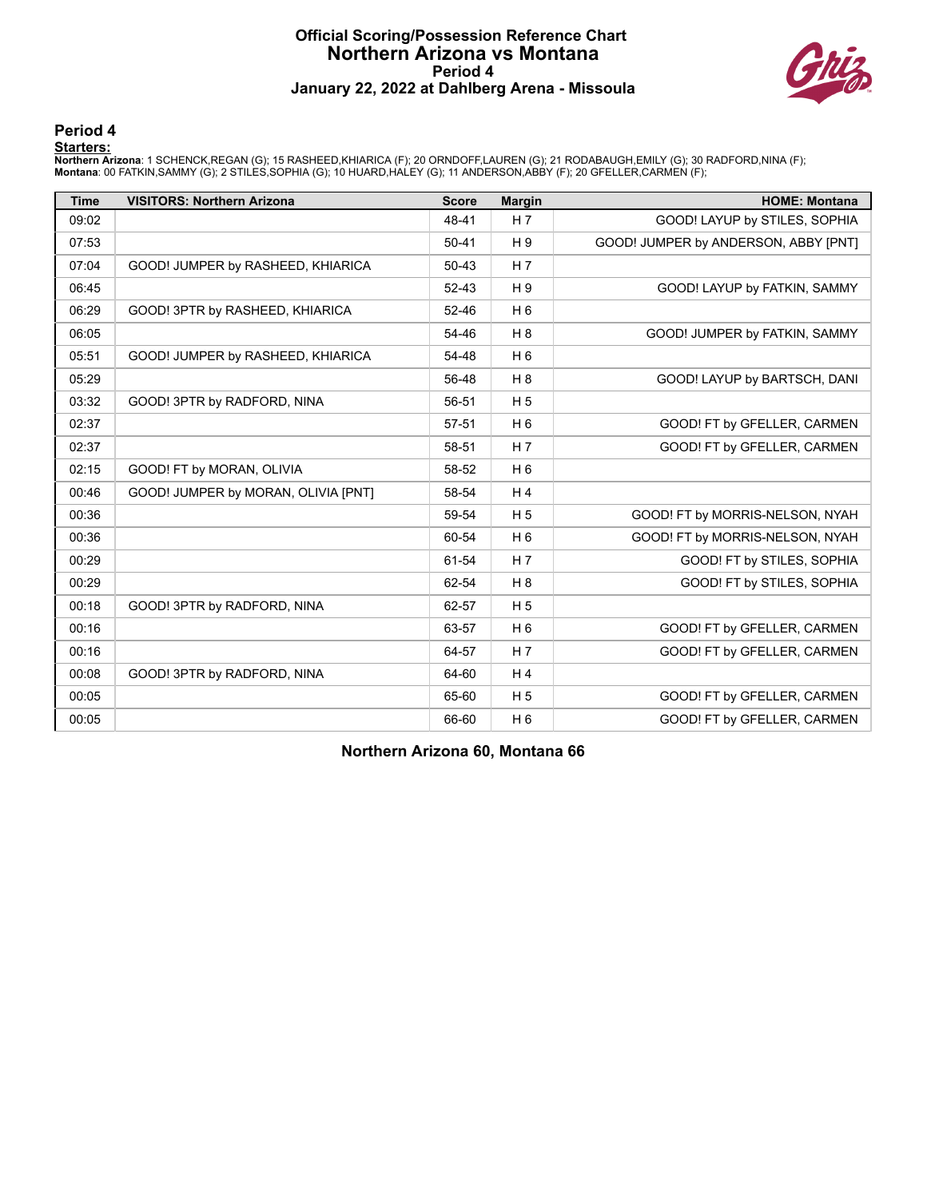# Official Scoring/Possession Reference Chart
## Northern Arizona vs Montana
### Period 4
### January 22, 2022 at Dahlberg Arena - Missoula

## Period 4

**Starters:**

**Northern Arizona**: 1 SCHENCK,REGAN (G); 15 RASHEED,KHIARICA (F); 20 ORNDOFF,LAUREN (G); 21 RODABAUGH,EMILY (G); 30 RADFORD,NINA (F);
**Montana**: 00 FATKIN,SAMMY (G); 2 STILES,SOPHIA (G); 10 HUARD,HALEY (G); 11 ANDERSON,ABBY (F); 20 GFELLER,CARMEN (F);

| Time | VISITORS: Northern Arizona | Score | Margin | HOME: Montana |
|---|---|---|---|---|
| 09:02 | | 48-41 | H 7 | GOOD! LAYUP by STILES, SOPHIA |
| 07:53 | | 50-41 | H 9 | GOOD! JUMPER by ANDERSON, ABBY [PNT] |
| 07:04 | GOOD! JUMPER by RASHEED, KHIARICA | 50-43 | H 7 | |
| 06:45 | | 52-43 | H 9 | GOOD! LAYUP by FATKIN, SAMMY |
| 06:29 | GOOD! 3PTR by RASHEED, KHIARICA | 52-46 | H 6 | |
| 06:05 | | 54-46 | H 8 | GOOD! JUMPER by FATKIN, SAMMY |
| 05:51 | GOOD! JUMPER by RASHEED, KHIARICA | 54-48 | H 6 | |
| 05:29 | | 56-48 | H 8 | GOOD! LAYUP by BARTSCH, DANI |
| 03:32 | GOOD! 3PTR by RADFORD, NINA | 56-51 | H 5 | |
| 02:37 | | 57-51 | H 6 | GOOD! FT by GFELLER, CARMEN |
| 02:37 | | 58-51 | H 7 | GOOD! FT by GFELLER, CARMEN |
| 02:15 | GOOD! FT by MORAN, OLIVIA | 58-52 | H 6 | |
| 00:46 | GOOD! JUMPER by MORAN, OLIVIA [PNT] | 58-54 | H 4 | |
| 00:36 | | 59-54 | H 5 | GOOD! FT by MORRIS-NELSON, NYAH |
| 00:36 | | 60-54 | H 6 | GOOD! FT by MORRIS-NELSON, NYAH |
| 00:29 | | 61-54 | H 7 | GOOD! FT by STILES, SOPHIA |
| 00:29 | | 62-54 | H 8 | GOOD! FT by STILES, SOPHIA |
| 00:18 | GOOD! 3PTR by RADFORD, NINA | 62-57 | H 5 | |
| 00:16 | | 63-57 | H 6 | GOOD! FT by GFELLER, CARMEN |
| 00:16 | | 64-57 | H 7 | GOOD! FT by GFELLER, CARMEN |
| 00:08 | GOOD! 3PTR by RADFORD, NINA | 64-60 | H 4 | |
| 00:05 | | 65-60 | H 5 | GOOD! FT by GFELLER, CARMEN |
| 00:05 | | 66-60 | H 6 | GOOD! FT by GFELLER, CARMEN |

**Northern Arizona 60, Montana 66**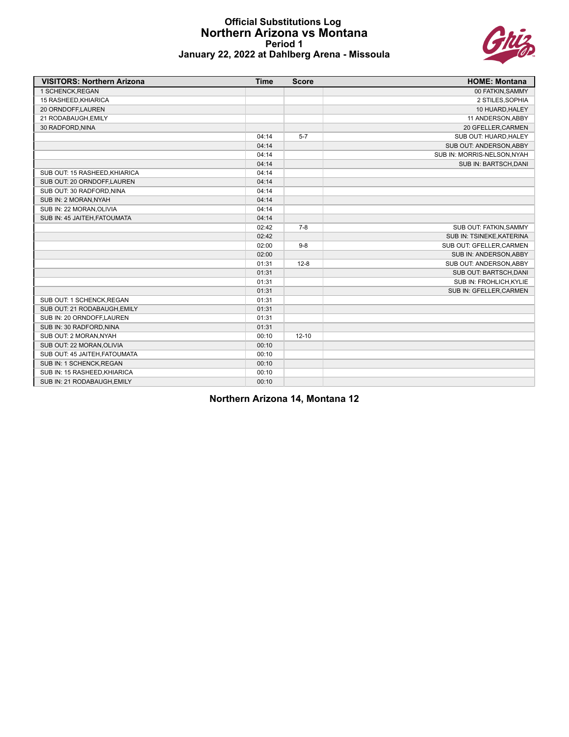# Official Substitutions Log
## Northern Arizona vs Montana
### Period 1
### January 22, 2022 at Dahlberg Arena - Missoula

| VISITORS: Northern Arizona | Time | Score | HOME: Montana |
|---|---|---|---|
| 1 SCHENCK,REGAN | | | 00 FATKIN,SAMMY |
| 15 RASHEED,KHIARICA | | | 2 STILES,SOPHIA |
| 20 ORNDOFF,LAUREN | | | 10 HUARD,HALEY |
| 21 RODABAUGH,EMILY | | | 11 ANDERSON,ABBY |
| 30 RADFORD,NINA | | | 20 GFELLER,CARMEN |
| | 04:14 | 5-7 | SUB OUT: HUARD,HALEY |
| | 04:14 | | SUB OUT: ANDERSON,ABBY |
| | 04:14 | | SUB IN: MORRIS-NELSON,NYAH |
| | 04:14 | | SUB IN: BARTSCH,DANI |
| SUB OUT: 15 RASHEED,KHIARICA | 04:14 | | |
| SUB OUT: 20 ORNDOFF,LAUREN | 04:14 | | |
| SUB OUT: 30 RADFORD,NINA | 04:14 | | |
| SUB IN: 2 MORAN,NYAH | 04:14 | | |
| SUB IN: 22 MORAN,OLIVIA | 04:14 | | |
| SUB IN: 45 JAITEH,FATOUMATA | 04:14 | | |
| | 02:42 | 7-8 | SUB OUT: FATKIN,SAMMY |
| | 02:42 | | SUB IN: TSINEKE,KATERINA |
| | 02:00 | 9-8 | SUB OUT: GFELLER,CARMEN |
| | 02:00 | | SUB IN: ANDERSON,ABBY |
| | 01:31 | 12-8 | SUB OUT: ANDERSON,ABBY |
| | 01:31 | | SUB OUT: BARTSCH,DANI |
| | 01:31 | | SUB IN: FROHLICH,KYLIE |
| | 01:31 | | SUB IN: GFELLER,CARMEN |
| SUB OUT: 1 SCHENCK,REGAN | 01:31 | | |
| SUB OUT: 21 RODABAUGH,EMILY | 01:31 | | |
| SUB IN: 20 ORNDOFF,LAUREN | 01:31 | | |
| SUB IN: 30 RADFORD,NINA | 01:31 | | |
| SUB OUT: 2 MORAN,NYAH | 00:10 | 12-10 | |
| SUB OUT: 22 MORAN,OLIVIA | 00:10 | | |
| SUB OUT: 45 JAITEH,FATOUMATA | 00:10 | | |
| SUB IN: 1 SCHENCK,REGAN | 00:10 | | |
| SUB IN: 15 RASHEED,KHIARICA | 00:10 | | |
| SUB IN: 21 RODABAUGH,EMILY | 00:10 | | |

**Northern Arizona 14, Montana 12**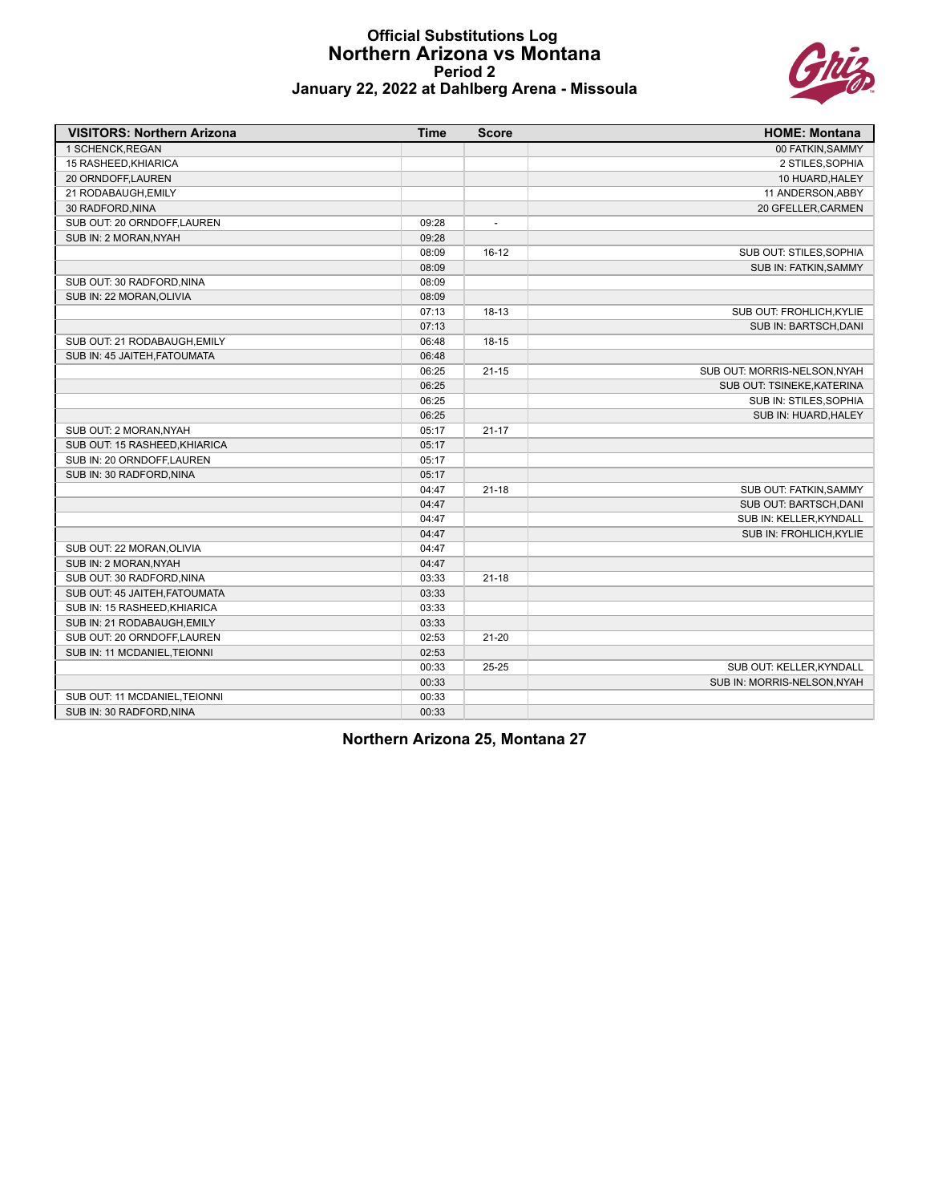# Official Substitutions Log
## Northern Arizona vs Montana
### Period 2
### January 22, 2022 at Dahlberg Arena - Missoula

| VISITORS: Northern Arizona | Time | Score | HOME: Montana |
|---|---|---|---|
| 1 SCHENCK,REGAN | | | 00 FATKIN,SAMMY |
| 15 RASHEED,KHIARICA | | | 2 STILES,SOPHIA |
| 20 ORNDOFF,LAUREN | | | 10 HUARD,HALEY |
| 21 RODABAUGH,EMILY | | | 11 ANDERSON,ABBY |
| 30 RADFORD,NINA | | | 20 GFELLER,CARMEN |
| SUB OUT: 20 ORNDOFF,LAUREN | 09:28 | - | |
| SUB IN: 2 MORAN,NYAH | 09:28 | | |
| | 08:09 | 16-12 | SUB OUT: STILES,SOPHIA |
| | 08:09 | | SUB IN: FATKIN,SAMMY |
| SUB OUT: 30 RADFORD,NINA | 08:09 | | |
| SUB IN: 22 MORAN,OLIVIA | 08:09 | | |
| | 07:13 | 18-13 | SUB OUT: FROHLICH,KYLIE |
| | 07:13 | | SUB IN: BARTSCH,DANI |
| SUB OUT: 21 RODABAUGH,EMILY | 06:48 | 18-15 | |
| SUB IN: 45 JAITEH,FATOUMATA | 06:48 | | |
| | 06:25 | 21-15 | SUB OUT: MORRIS-NELSON,NYAH |
| | 06:25 | | SUB OUT: TSINEKE,KATERINA |
| | 06:25 | | SUB IN: STILES,SOPHIA |
| | 06:25 | | SUB IN: HUARD,HALEY |
| SUB OUT: 2 MORAN,NYAH | 05:17 | 21-17 | |
| SUB OUT: 15 RASHEED,KHIARICA | 05:17 | | |
| SUB IN: 20 ORNDOFF,LAUREN | 05:17 | | |
| SUB IN: 30 RADFORD,NINA | 05:17 | | |
| | 04:47 | 21-18 | SUB OUT: FATKIN,SAMMY |
| | 04:47 | | SUB OUT: BARTSCH,DANI |
| | 04:47 | | SUB IN: KELLER,KYNDALL |
| | 04:47 | | SUB IN: FROHLICH,KYLIE |
| SUB OUT: 22 MORAN,OLIVIA | 04:47 | | |
| SUB IN: 2 MORAN,NYAH | 04:47 | | |
| SUB OUT: 30 RADFORD,NINA | 03:33 | 21-18 | |
| SUB OUT: 45 JAITEH,FATOUMATA | 03:33 | | |
| SUB IN: 15 RASHEED,KHIARICA | 03:33 | | |
| SUB IN: 21 RODABAUGH,EMILY | 03:33 | | |
| SUB OUT: 20 ORNDOFF,LAUREN | 02:53 | 21-20 | |
| SUB IN: 11 MCDANIEL,TEIONNI | 02:53 | | |
| | 00:33 | 25-25 | SUB OUT: KELLER,KYNDALL |
| | 00:33 | | SUB IN: MORRIS-NELSON,NYAH |
| SUB OUT: 11 MCDANIEL,TEIONNI | 00:33 | | |
| SUB IN: 30 RADFORD,NINA | 00:33 | | |

**Northern Arizona 25, Montana 27**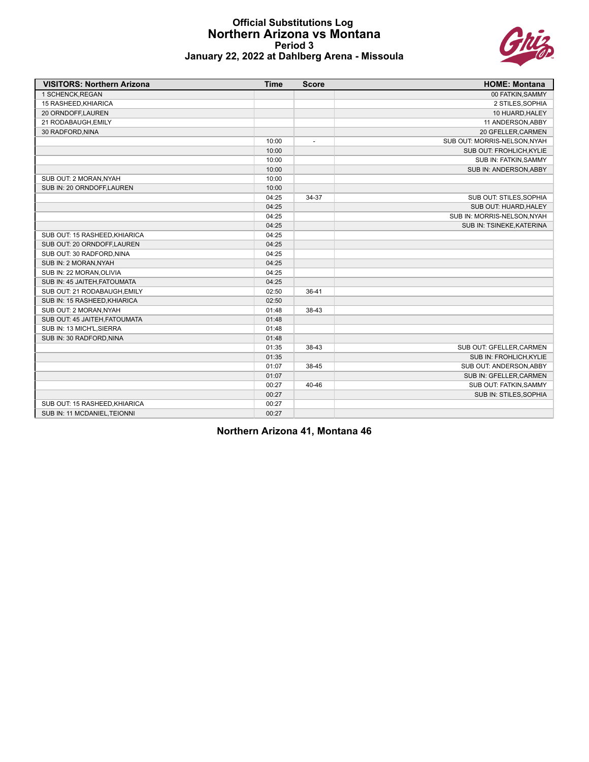# Official Substitutions Log
## Northern Arizona vs Montana
### Period 3
### January 22, 2022 at Dahlberg Arena - Missoula

| VISITORS: Northern Arizona | Time | Score | HOME: Montana |
|---|---|---|---|
| 1 SCHENCK,REGAN | | | 00 FATKIN,SAMMY |
| 15 RASHEED,KHIARICA | | | 2 STILES,SOPHIA |
| 20 ORNDOFF,LAUREN | | | 10 HUARD,HALEY |
| 21 RODABAUGH,EMILY | | | 11 ANDERSON,ABBY |
| 30 RADFORD,NINA | | | 20 GFELLER,CARMEN |
| | 10:00 | - | SUB OUT: MORRIS-NELSON,NYAH |
| | 10:00 | | SUB OUT: FROHLICH,KYLIE |
| | 10:00 | | SUB IN: FATKIN,SAMMY |
| | 10:00 | | SUB IN: ANDERSON,ABBY |
| SUB OUT: 2 MORAN,NYAH | 10:00 | | |
| SUB IN: 20 ORNDOFF,LAUREN | 10:00 | | |
| | 04:25 | 34-37 | SUB OUT: STILES,SOPHIA |
| | 04:25 | | SUB OUT: HUARD,HALEY |
| | 04:25 | | SUB IN: MORRIS-NELSON,NYAH |
| | 04:25 | | SUB IN: TSINEKE,KATERINA |
| SUB OUT: 15 RASHEED,KHIARICA | 04:25 | | |
| SUB OUT: 20 ORNDOFF,LAUREN | 04:25 | | |
| SUB OUT: 30 RADFORD,NINA | 04:25 | | |
| SUB IN: 2 MORAN,NYAH | 04:25 | | |
| SUB IN: 22 MORAN,OLIVIA | 04:25 | | |
| SUB IN: 45 JAITEH,FATOUMATA | 04:25 | | |
| SUB OUT: 21 RODABAUGH,EMILY | 02:50 | 36-41 | |
| SUB IN: 15 RASHEED,KHIARICA | 02:50 | | |
| SUB OUT: 2 MORAN,NYAH | 01:48 | 38-43 | |
| SUB OUT: 45 JAITEH,FATOUMATA | 01:48 | | |
| SUB IN: 13 MICH'L,SIERRA | 01:48 | | |
| SUB IN: 30 RADFORD,NINA | 01:48 | | |
| | 01:35 | 38-43 | SUB OUT: GFELLER,CARMEN |
| | 01:35 | | SUB IN: FROHLICH,KYLIE |
| | 01:07 | 38-45 | SUB OUT: ANDERSON,ABBY |
| | 01:07 | | SUB IN: GFELLER,CARMEN |
| | 00:27 | 40-46 | SUB OUT: FATKIN,SAMMY |
| | 00:27 | | SUB IN: STILES,SOPHIA |
| SUB OUT: 15 RASHEED,KHIARICA | 00:27 | | |
| SUB IN: 11 MCDANIEL,TEIONNI | 00:27 | | |

**Northern Arizona 41, Montana 46**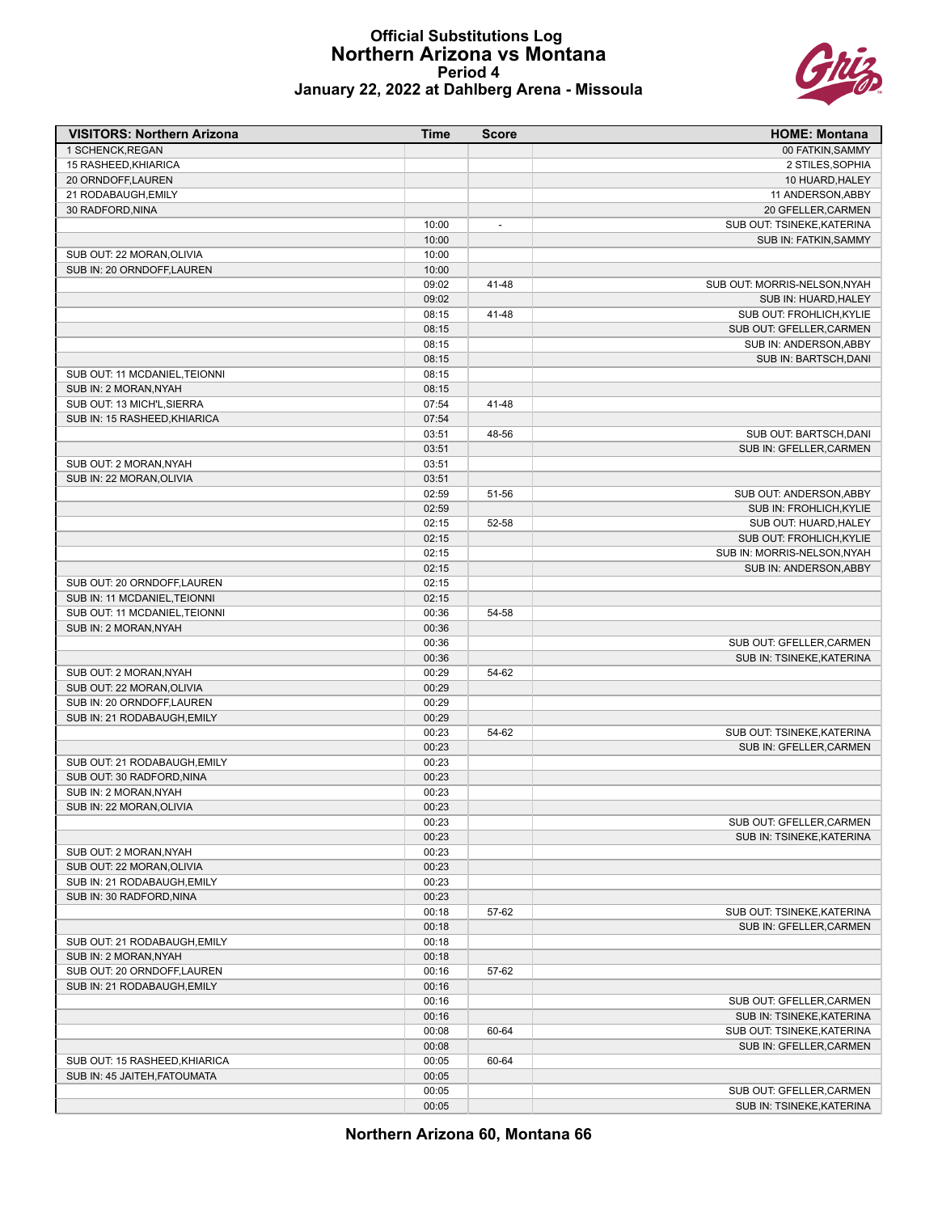# Official Substitutions Log
## Northern Arizona vs Montana
### Period 4
### January 22, 2022 at Dahlberg Arena - Missoula

| VISITORS: Northern Arizona | Time | Score | HOME: Montana |
|---|---|---|---|
| 1 SCHENCK,REGAN | | | 00 FATKIN,SAMMY |
| 15 RASHEED,KHIARICA | | | 2 STILES,SOPHIA |
| 20 ORNDOFF,LAUREN | | | 10 HUARD,HALEY |
| 21 RODABAUGH,EMILY | | | 11 ANDERSON,ABBY |
| 30 RADFORD,NINA | | | 20 GFELLER,CARMEN |
| | 10:00 | - | SUB OUT: TSINEKE,KATERINA |
| | 10:00 | | SUB IN: FATKIN,SAMMY |
| SUB OUT: 22 MORAN,OLIVIA | 10:00 | | |
| SUB IN: 20 ORNDOFF,LAUREN | 10:00 | | |
| | 09:02 | 41-48 | SUB OUT: MORRIS-NELSON,NYAH |
| | 09:02 | | SUB IN: HUARD,HALEY |
| | 08:15 | 41-48 | SUB OUT: FROHLICH,KYLIE |
| | 08:15 | | SUB OUT: GFELLER,CARMEN |
| | 08:15 | | SUB IN: ANDERSON,ABBY |
| | 08:15 | | SUB IN: BARTSCH,DANI |
| SUB OUT: 11 MCDANIEL,TEIONNI | 08:15 | | |
| SUB IN: 2 MORAN,NYAH | 08:15 | | |
| SUB OUT: 13 MICH'L,SIERRA | 07:54 | 41-48 | |
| SUB IN: 15 RASHEED,KHIARICA | 07:54 | | |
| | 03:51 | 48-56 | SUB OUT: BARTSCH,DANI |
| | 03:51 | | SUB IN: GFELLER,CARMEN |
| SUB OUT: 2 MORAN,NYAH | 03:51 | | |
| SUB IN: 22 MORAN,OLIVIA | 03:51 | | |
| | 02:59 | 51-56 | SUB OUT: ANDERSON,ABBY |
| | 02:59 | | SUB IN: FROHLICH,KYLIE |
| | 02:15 | 52-58 | SUB OUT: HUARD,HALEY |
| | 02:15 | | SUB OUT: FROHLICH,KYLIE |
| | 02:15 | | SUB IN: MORRIS-NELSON,NYAH |
| | 02:15 | | SUB IN: ANDERSON,ABBY |
| SUB OUT: 20 ORNDOFF,LAUREN | 02:15 | | |
| SUB IN: 11 MCDANIEL,TEIONNI | 02:15 | | |
| SUB OUT: 11 MCDANIEL,TEIONNI | 00:36 | 54-58 | |
| SUB IN: 2 MORAN,NYAH | 00:36 | | |
| | 00:36 | | SUB OUT: GFELLER,CARMEN |
| | 00:36 | | SUB IN: TSINEKE,KATERINA |
| SUB OUT: 2 MORAN,NYAH | 00:29 | 54-62 | |
| SUB OUT: 22 MORAN,OLIVIA | 00:29 | | |
| SUB IN: 20 ORNDOFF,LAUREN | 00:29 | | |
| SUB IN: 21 RODABAUGH,EMILY | 00:29 | | |
| | 00:23 | 54-62 | SUB OUT: TSINEKE,KATERINA |
| | 00:23 | | SUB IN: GFELLER,CARMEN |
| SUB OUT: 21 RODABAUGH,EMILY | 00:23 | | |
| SUB OUT: 30 RADFORD,NINA | 00:23 | | |
| SUB IN: 2 MORAN,NYAH | 00:23 | | |
| SUB IN: 22 MORAN,OLIVIA | 00:23 | | |
| | 00:23 | | SUB OUT: GFELLER,CARMEN |
| | 00:23 | | SUB IN: TSINEKE,KATERINA |
| SUB OUT: 2 MORAN,NYAH | 00:23 | | |
| SUB OUT: 22 MORAN,OLIVIA | 00:23 | | |
| SUB IN: 21 RODABAUGH,EMILY | 00:23 | | |
| SUB IN: 30 RADFORD,NINA | 00:23 | | |
| | 00:18 | 57-62 | SUB OUT: TSINEKE,KATERINA |
| | 00:18 | | SUB IN: GFELLER,CARMEN |
| SUB OUT: 21 RODABAUGH,EMILY | 00:18 | | |
| SUB IN: 2 MORAN,NYAH | 00:18 | | |
| SUB OUT: 20 ORNDOFF,LAUREN | 00:16 | 57-62 | |
| SUB IN: 21 RODABAUGH,EMILY | 00:16 | | |
| | 00:16 | | SUB OUT: GFELLER,CARMEN |
| | 00:16 | | SUB IN: TSINEKE,KATERINA |
| | 00:08 | 60-64 | SUB OUT: TSINEKE,KATERINA |
| | 00:08 | | SUB IN: GFELLER,CARMEN |
| SUB OUT: 15 RASHEED,KHIARICA | 00:05 | 60-64 | |
| SUB IN: 45 JAITEH,FATOUMATA | 00:05 | | |
| | 00:05 | | SUB OUT: GFELLER,CARMEN |
| | 00:05 | | SUB IN: TSINEKE,KATERINA |

**Northern Arizona 60, Montana 66**